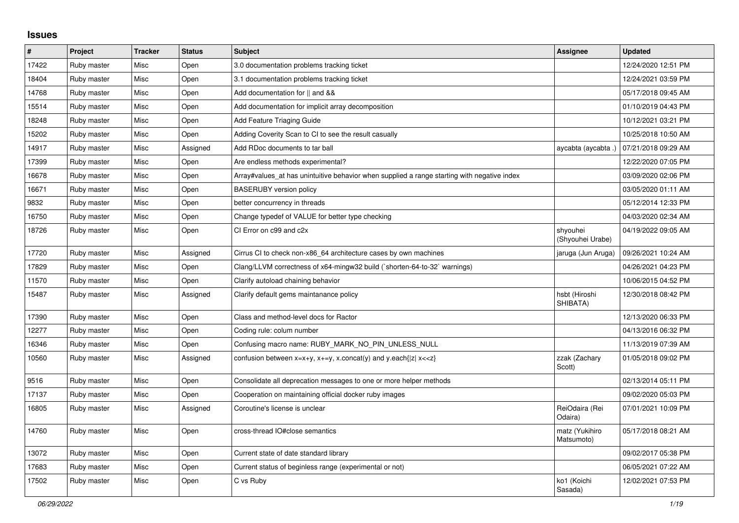# Issues

| # | Project | Tracker | Status | Subject | Assignee | Updated |
|---|---|---|---|---|---|---|
| 17422 | Ruby master | Misc | Open | 3.0 documentation problems tracking ticket | | 12/24/2020 12:51 PM |
| 18404 | Ruby master | Misc | Open | 3.1 documentation problems tracking ticket | | 12/24/2021 03:59 PM |
| 14768 | Ruby master | Misc | Open | Add documentation for \|\| and && | | 05/17/2018 09:45 AM |
| 15514 | Ruby master | Misc | Open | Add documentation for implicit array decomposition | | 01/10/2019 04:43 PM |
| 18248 | Ruby master | Misc | Open | Add Feature Triaging Guide | | 10/12/2021 03:21 PM |
| 15202 | Ruby master | Misc | Open | Adding Coverity Scan to CI to see the result casually | | 10/25/2018 10:50 AM |
| 14917 | Ruby master | Misc | Assigned | Add RDoc documents to tar ball | aycabta (aycabta .) | 07/21/2018 09:29 AM |
| 17399 | Ruby master | Misc | Open | Are endless methods experimental? | | 12/22/2020 07:05 PM |
| 16678 | Ruby master | Misc | Open | Array#values_at has unintuitive behavior when supplied a range starting with negative index | | 03/09/2020 02:06 PM |
| 16671 | Ruby master | Misc | Open | BASERUBY version policy | | 03/05/2020 01:11 AM |
| 9832 | Ruby master | Misc | Open | better concurrency in threads | | 05/12/2014 12:33 PM |
| 16750 | Ruby master | Misc | Open | Change typedef of VALUE for better type checking | | 04/03/2020 02:34 AM |
| 18726 | Ruby master | Misc | Open | CI Error on c99 and c2x | shyouhei (Shyouhei Urabe) | 04/19/2022 09:05 AM |
| 17720 | Ruby master | Misc | Assigned | Cirrus CI to check non-x86_64 architecture cases by own machines | jaruga (Jun Aruga) | 09/26/2021 10:24 AM |
| 17829 | Ruby master | Misc | Open | Clang/LLVM correctness of x64-mingw32 build (`shorten-64-to-32` warnings) | | 04/26/2021 04:23 PM |
| 11570 | Ruby master | Misc | Open | Clarify autoload chaining behavior | | 10/06/2015 04:52 PM |
| 15487 | Ruby master | Misc | Assigned | Clarify default gems maintanance policy | hsbt (Hiroshi SHIBATA) | 12/30/2018 08:42 PM |
| 17390 | Ruby master | Misc | Open | Class and method-level docs for Ractor | | 12/13/2020 06:33 PM |
| 12277 | Ruby master | Misc | Open | Coding rule: colum number | | 04/13/2016 06:32 PM |
| 16346 | Ruby master | Misc | Open | Confusing macro name: RUBY_MARK_NO_PIN_UNLESS_NULL | | 11/13/2019 07:39 AM |
| 10560 | Ruby master | Misc | Assigned | confusion between x=x+y, x+=y, x.concat(y) and y.each{\|z\| x<<z} | zzak (Zachary Scott) | 01/05/2018 09:02 PM |
| 9516 | Ruby master | Misc | Open | Consolidate all deprecation messages to one or more helper methods | | 02/13/2014 05:11 PM |
| 17137 | Ruby master | Misc | Open | Cooperation on maintaining official docker ruby images | | 09/02/2020 05:03 PM |
| 16805 | Ruby master | Misc | Assigned | Coroutine's license is unclear | ReiOdaira (Rei Odaira) | 07/01/2021 10:09 PM |
| 14760 | Ruby master | Misc | Open | cross-thread IO#close semantics | matz (Yukihiro Matsumoto) | 05/17/2018 08:21 AM |
| 13072 | Ruby master | Misc | Open | Current state of date standard library | | 09/02/2017 05:38 PM |
| 17683 | Ruby master | Misc | Open | Current status of beginless range (experimental or not) | | 06/05/2021 07:22 AM |
| 17502 | Ruby master | Misc | Open | C vs Ruby | ko1 (Koichi Sasada) | 12/02/2021 07:53 PM |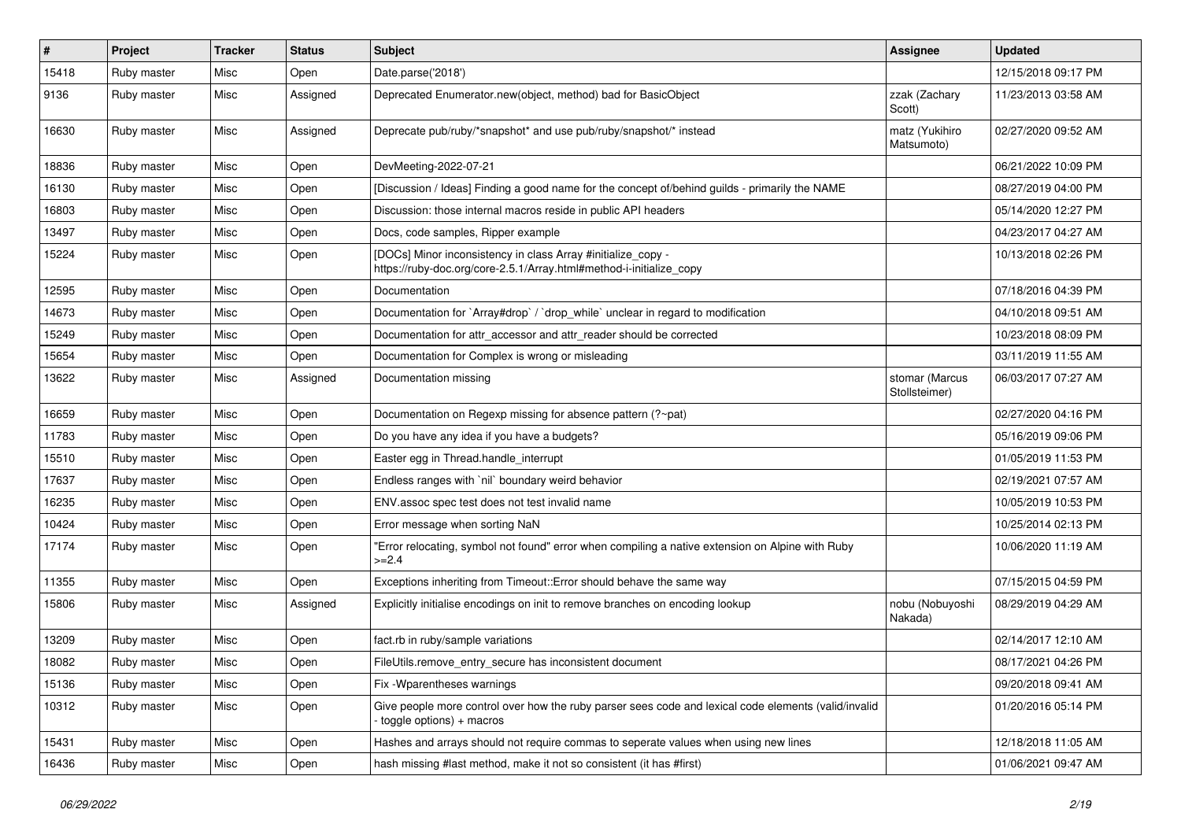| # | Project | Tracker | Status | Subject | Assignee | Updated |
| --- | --- | --- | --- | --- | --- | --- |
| 15418 | Ruby master | Misc | Open | Date.parse('2018') | | 12/15/2018 09:17 PM |
| 9136 | Ruby master | Misc | Assigned | Deprecated Enumerator.new(object, method) bad for BasicObject | zzak (Zachary Scott) | 11/23/2013 03:58 AM |
| 16630 | Ruby master | Misc | Assigned | Deprecate pub/ruby/*snapshot* and use pub/ruby/snapshot/* instead | matz (Yukihiro Matsumoto) | 02/27/2020 09:52 AM |
| 18836 | Ruby master | Misc | Open | DevMeeting-2022-07-21 | | 06/21/2022 10:09 PM |
| 16130 | Ruby master | Misc | Open | [Discussion / Ideas] Finding a good name for the concept of/behind guilds - primarily the NAME | | 08/27/2019 04:00 PM |
| 16803 | Ruby master | Misc | Open | Discussion: those internal macros reside in public API headers | | 05/14/2020 12:27 PM |
| 13497 | Ruby master | Misc | Open | Docs, code samples, Ripper example | | 04/23/2017 04:27 AM |
| 15224 | Ruby master | Misc | Open | [DOCs] Minor inconsistency in class Array #initialize_copy - https://ruby-doc.org/core-2.5.1/Array.html#method-i-initialize_copy | | 10/13/2018 02:26 PM |
| 12595 | Ruby master | Misc | Open | Documentation | | 07/18/2016 04:39 PM |
| 14673 | Ruby master | Misc | Open | Documentation for `Array#drop` / `drop_while` unclear in regard to modification | | 04/10/2018 09:51 AM |
| 15249 | Ruby master | Misc | Open | Documentation for attr_accessor and attr_reader should be corrected | | 10/23/2018 08:09 PM |
| 15654 | Ruby master | Misc | Open | Documentation for Complex is wrong or misleading | | 03/11/2019 11:55 AM |
| 13622 | Ruby master | Misc | Assigned | Documentation missing | stomar (Marcus Stollsteimer) | 06/03/2017 07:27 AM |
| 16659 | Ruby master | Misc | Open | Documentation on Regexp missing for absence pattern (?~pat) | | 02/27/2020 04:16 PM |
| 11783 | Ruby master | Misc | Open | Do you have any idea if you have a budgets? | | 05/16/2019 09:06 PM |
| 15510 | Ruby master | Misc | Open | Easter egg in Thread.handle_interrupt | | 01/05/2019 11:53 PM |
| 17637 | Ruby master | Misc | Open | Endless ranges with `nil` boundary weird behavior | | 02/19/2021 07:57 AM |
| 16235 | Ruby master | Misc | Open | ENV.assoc spec test does not test invalid name | | 10/05/2019 10:53 PM |
| 10424 | Ruby master | Misc | Open | Error message when sorting NaN | | 10/25/2014 02:13 PM |
| 17174 | Ruby master | Misc | Open | "Error relocating, symbol not found" error when compiling a native extension on Alpine with Ruby >=2.4 | | 10/06/2020 11:19 AM |
| 11355 | Ruby master | Misc | Open | Exceptions inheriting from Timeout::Error should behave the same way | | 07/15/2015 04:59 PM |
| 15806 | Ruby master | Misc | Assigned | Explicitly initialise encodings on init to remove branches on encoding lookup | nobu (Nobuyoshi Nakada) | 08/29/2019 04:29 AM |
| 13209 | Ruby master | Misc | Open | fact.rb in ruby/sample variations | | 02/14/2017 12:10 AM |
| 18082 | Ruby master | Misc | Open | FileUtils.remove_entry_secure has inconsistent document | | 08/17/2021 04:26 PM |
| 15136 | Ruby master | Misc | Open | Fix -Wparentheses warnings | | 09/20/2018 09:41 AM |
| 10312 | Ruby master | Misc | Open | Give people more control over how the ruby parser sees code and lexical code elements (valid/invalid - toggle options) + macros | | 01/20/2016 05:14 PM |
| 15431 | Ruby master | Misc | Open | Hashes and arrays should not require commas to seperate values when using new lines | | 12/18/2018 11:05 AM |
| 16436 | Ruby master | Misc | Open | hash missing #last method, make it not so consistent (it has #first) | | 01/06/2021 09:47 AM |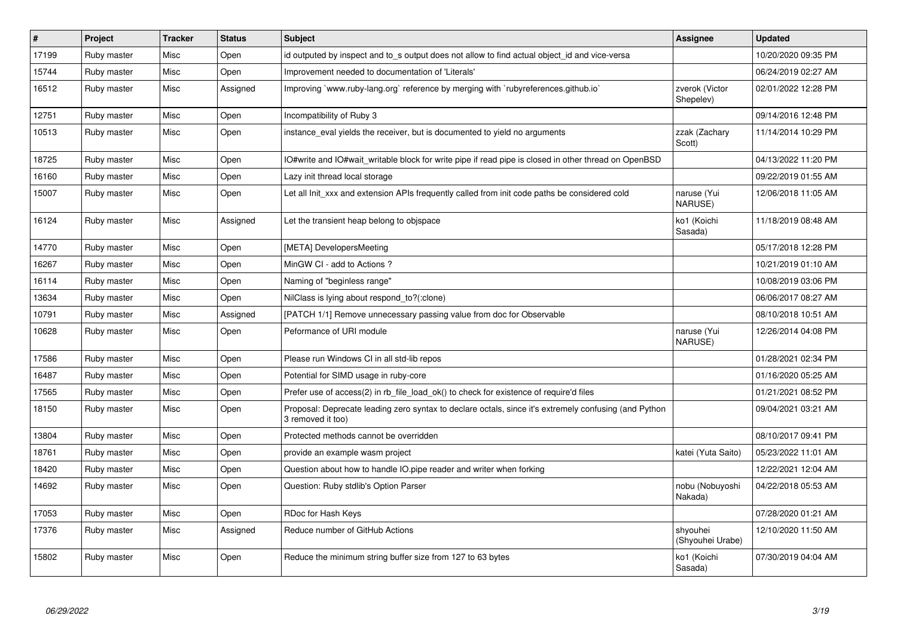| # | Project | Tracker | Status | Subject | Assignee | Updated |
|---|---|---|---|---|---|---|
| 17199 | Ruby master | Misc | Open | id outputed by inspect and to_s output does not allow to find actual object_id and vice-versa | | 10/20/2020 09:35 PM |
| 15744 | Ruby master | Misc | Open | Improvement needed to documentation of 'Literals' | | 06/24/2019 02:27 AM |
| 16512 | Ruby master | Misc | Assigned | Improving `www.ruby-lang.org` reference by merging with `rubyreferences.github.io` | zverok (Victor Shepelev) | 02/01/2022 12:28 PM |
| 12751 | Ruby master | Misc | Open | Incompatibility of Ruby 3 | | 09/14/2016 12:48 PM |
| 10513 | Ruby master | Misc | Open | instance_eval yields the receiver, but is documented to yield no arguments | zzak (Zachary Scott) | 11/14/2014 10:29 PM |
| 18725 | Ruby master | Misc | Open | IO#write and IO#wait_writable block for write pipe if read pipe is closed in other thread on OpenBSD | | 04/13/2022 11:20 PM |
| 16160 | Ruby master | Misc | Open | Lazy init thread local storage | | 09/22/2019 01:55 AM |
| 15007 | Ruby master | Misc | Open | Let all Init_xxx and extension APIs frequently called from init code paths be considered cold | naruse (Yui NARUSE) | 12/06/2018 11:05 AM |
| 16124 | Ruby master | Misc | Assigned | Let the transient heap belong to objspace | ko1 (Koichi Sasada) | 11/18/2019 08:48 AM |
| 14770 | Ruby master | Misc | Open | [META] DevelopersMeeting | | 05/17/2018 12:28 PM |
| 16267 | Ruby master | Misc | Open | MinGW CI - add to Actions ? | | 10/21/2019 01:10 AM |
| 16114 | Ruby master | Misc | Open | Naming of "beginless range" | | 10/08/2019 03:06 PM |
| 13634 | Ruby master | Misc | Open | NilClass is lying about respond_to?(:clone) | | 06/06/2017 08:27 AM |
| 10791 | Ruby master | Misc | Assigned | [PATCH 1/1] Remove unnecessary passing value from doc for Observable | | 08/10/2018 10:51 AM |
| 10628 | Ruby master | Misc | Open | Peformance of URI module | naruse (Yui NARUSE) | 12/26/2014 04:08 PM |
| 17586 | Ruby master | Misc | Open | Please run Windows CI in all std-lib repos | | 01/28/2021 02:34 PM |
| 16487 | Ruby master | Misc | Open | Potential for SIMD usage in ruby-core | | 01/16/2020 05:25 AM |
| 17565 | Ruby master | Misc | Open | Prefer use of access(2) in rb_file_load_ok() to check for existence of require'd files | | 01/21/2021 08:52 PM |
| 18150 | Ruby master | Misc | Open | Proposal: Deprecate leading zero syntax to declare octals, since it's extremely confusing (and Python 3 removed it too) | | 09/04/2021 03:21 AM |
| 13804 | Ruby master | Misc | Open | Protected methods cannot be overridden | | 08/10/2017 09:41 PM |
| 18761 | Ruby master | Misc | Open | provide an example wasm project | katei (Yuta Saito) | 05/23/2022 11:01 AM |
| 18420 | Ruby master | Misc | Open | Question about how to handle IO.pipe reader and writer when forking | | 12/22/2021 12:04 AM |
| 14692 | Ruby master | Misc | Open | Question: Ruby stdlib's Option Parser | nobu (Nobuyoshi Nakada) | 04/22/2018 05:53 AM |
| 17053 | Ruby master | Misc | Open | RDoc for Hash Keys | | 07/28/2020 01:21 AM |
| 17376 | Ruby master | Misc | Assigned | Reduce number of GitHub Actions | shyouhei (Shyouhei Urabe) | 12/10/2020 11:50 AM |
| 15802 | Ruby master | Misc | Open | Reduce the minimum string buffer size from 127 to 63 bytes | ko1 (Koichi Sasada) | 07/30/2019 04:04 AM |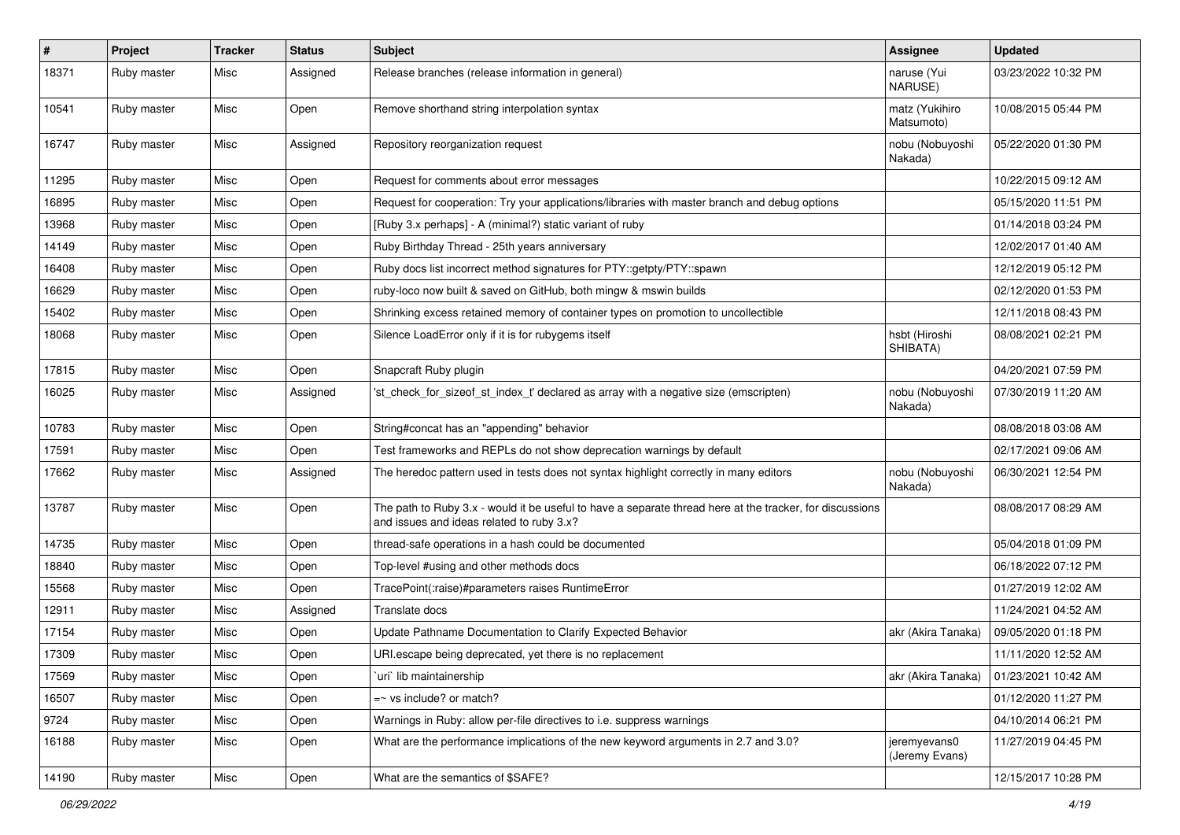| # | Project | Tracker | Status | Subject | Assignee | Updated |
|---|---|---|---|---|---|---|
| 18371 | Ruby master | Misc | Assigned | Release branches (release information in general) | naruse (Yui NARUSE) | 03/23/2022 10:32 PM |
| 10541 | Ruby master | Misc | Open | Remove shorthand string interpolation syntax | matz (Yukihiro Matsumoto) | 10/08/2015 05:44 PM |
| 16747 | Ruby master | Misc | Assigned | Repository reorganization request | nobu (Nobuyoshi Nakada) | 05/22/2020 01:30 PM |
| 11295 | Ruby master | Misc | Open | Request for comments about error messages | | 10/22/2015 09:12 AM |
| 16895 | Ruby master | Misc | Open | Request for cooperation: Try your applications/libraries with master branch and debug options | | 05/15/2020 11:51 PM |
| 13968 | Ruby master | Misc | Open | [Ruby 3.x perhaps] - A (minimal?) static variant of ruby | | 01/14/2018 03:24 PM |
| 14149 | Ruby master | Misc | Open | Ruby Birthday Thread - 25th years anniversary | | 12/02/2017 01:40 AM |
| 16408 | Ruby master | Misc | Open | Ruby docs list incorrect method signatures for PTY::getpty/PTY::spawn | | 12/12/2019 05:12 PM |
| 16629 | Ruby master | Misc | Open | ruby-loco now built & saved on GitHub, both mingw & mswin builds | | 02/12/2020 01:53 PM |
| 15402 | Ruby master | Misc | Open | Shrinking excess retained memory of container types on promotion to uncollectible | | 12/11/2018 08:43 PM |
| 18068 | Ruby master | Misc | Open | Silence LoadError only if it is for rubygems itself | hsbt (Hiroshi SHIBATA) | 08/08/2021 02:21 PM |
| 17815 | Ruby master | Misc | Open | Snapcraft Ruby plugin | | 04/20/2021 07:59 PM |
| 16025 | Ruby master | Misc | Assigned | 'st_check_for_sizeof_st_index_t' declared as array with a negative size (emscripten) | nobu (Nobuyoshi Nakada) | 07/30/2019 11:20 AM |
| 10783 | Ruby master | Misc | Open | String#concat has an "appending" behavior | | 08/08/2018 03:08 AM |
| 17591 | Ruby master | Misc | Open | Test frameworks and REPLs do not show deprecation warnings by default | | 02/17/2021 09:06 AM |
| 17662 | Ruby master | Misc | Assigned | The heredoc pattern used in tests does not syntax highlight correctly in many editors | nobu (Nobuyoshi Nakada) | 06/30/2021 12:54 PM |
| 13787 | Ruby master | Misc | Open | The path to Ruby 3.x - would it be useful to have a separate thread here at the tracker, for discussions and issues and ideas related to ruby 3.x? | | 08/08/2017 08:29 AM |
| 14735 | Ruby master | Misc | Open | thread-safe operations in a hash could be documented | | 05/04/2018 01:09 PM |
| 18840 | Ruby master | Misc | Open | Top-level #using and other methods docs | | 06/18/2022 07:12 PM |
| 15568 | Ruby master | Misc | Open | TracePoint(:raise)#parameters raises RuntimeError | | 01/27/2019 12:02 AM |
| 12911 | Ruby master | Misc | Assigned | Translate docs | | 11/24/2021 04:52 AM |
| 17154 | Ruby master | Misc | Open | Update Pathname Documentation to Clarify Expected Behavior | akr (Akira Tanaka) | 09/05/2020 01:18 PM |
| 17309 | Ruby master | Misc | Open | URI.escape being deprecated, yet there is no replacement | | 11/11/2020 12:52 AM |
| 17569 | Ruby master | Misc | Open | `uri` lib maintainership | akr (Akira Tanaka) | 01/23/2021 10:42 AM |
| 16507 | Ruby master | Misc | Open | =~ vs include? or match? | | 01/12/2020 11:27 PM |
| 9724 | Ruby master | Misc | Open | Warnings in Ruby: allow per-file directives to i.e. suppress warnings | | 04/10/2014 06:21 PM |
| 16188 | Ruby master | Misc | Open | What are the performance implications of the new keyword arguments in 2.7 and 3.0? | jeremyevans0 (Jeremy Evans) | 11/27/2019 04:45 PM |
| 14190 | Ruby master | Misc | Open | What are the semantics of $SAFE? | | 12/15/2017 10:28 PM |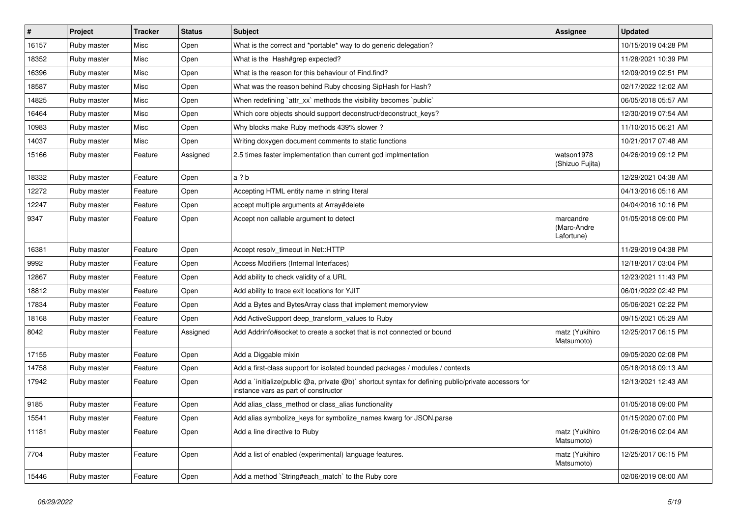| # | Project | Tracker | Status | Subject | Assignee | Updated |
|---|---|---|---|---|---|---|
| 16157 | Ruby master | Misc | Open | What is the correct and *portable* way to do generic delegation? | | 10/15/2019 04:28 PM |
| 18352 | Ruby master | Misc | Open | What is the Hash#grep expected? | | 11/28/2021 10:39 PM |
| 16396 | Ruby master | Misc | Open | What is the reason for this behaviour of Find.find? | | 12/09/2019 02:51 PM |
| 18587 | Ruby master | Misc | Open | What was the reason behind Ruby choosing SipHash for Hash? | | 02/17/2022 12:02 AM |
| 14825 | Ruby master | Misc | Open | When redefining `attr_xx` methods the visibility becomes `public` | | 06/05/2018 05:57 AM |
| 16464 | Ruby master | Misc | Open | Which core objects should support deconstruct/deconstruct_keys? | | 12/30/2019 07:54 AM |
| 10983 | Ruby master | Misc | Open | Why blocks make Ruby methods 439% slower ? | | 11/10/2015 06:21 AM |
| 14037 | Ruby master | Misc | Open | Writing doxygen document comments to static functions | | 10/21/2017 07:48 AM |
| 15166 | Ruby master | Feature | Assigned | 2.5 times faster implementation than current gcd implmentation | watson1978 (Shizuo Fujita) | 04/26/2019 09:12 PM |
| 18332 | Ruby master | Feature | Open | a ? b | | 12/29/2021 04:38 AM |
| 12272 | Ruby master | Feature | Open | Accepting HTML entity name in string literal | | 04/13/2016 05:16 AM |
| 12247 | Ruby master | Feature | Open | accept multiple arguments at Array#delete | | 04/04/2016 10:16 PM |
| 9347 | Ruby master | Feature | Open | Accept non callable argument to detect | marcandre (Marc-Andre Lafortune) | 01/05/2018 09:00 PM |
| 16381 | Ruby master | Feature | Open | Accept resolv_timeout in Net::HTTP | | 11/29/2019 04:38 PM |
| 9992 | Ruby master | Feature | Open | Access Modifiers (Internal Interfaces) | | 12/18/2017 03:04 PM |
| 12867 | Ruby master | Feature | Open | Add ability to check validity of a URL | | 12/23/2021 11:43 PM |
| 18812 | Ruby master | Feature | Open | Add ability to trace exit locations for YJIT | | 06/01/2022 02:42 PM |
| 17834 | Ruby master | Feature | Open | Add a Bytes and BytesArray class that implement memoryview | | 05/06/2021 02:22 PM |
| 18168 | Ruby master | Feature | Open | Add ActiveSupport deep_transform_values to Ruby | | 09/15/2021 05:29 AM |
| 8042 | Ruby master | Feature | Assigned | Add Addrinfo#socket to create a socket that is not connected or bound | matz (Yukihiro Matsumoto) | 12/25/2017 06:15 PM |
| 17155 | Ruby master | Feature | Open | Add a Diggable mixin | | 09/05/2020 02:08 PM |
| 14758 | Ruby master | Feature | Open | Add a first-class support for isolated bounded packages / modules / contexts | | 05/18/2018 09:13 AM |
| 17942 | Ruby master | Feature | Open | Add a `initialize(public @a, private @b)` shortcut syntax for defining public/private accessors for instance vars as part of constructor | | 12/13/2021 12:43 AM |
| 9185 | Ruby master | Feature | Open | Add alias_class_method or class_alias functionality | | 01/05/2018 09:00 PM |
| 15541 | Ruby master | Feature | Open | Add alias symbolize_keys for symbolize_names kwarg for JSON.parse | | 01/15/2020 07:00 PM |
| 11181 | Ruby master | Feature | Open | Add a line directive to Ruby | matz (Yukihiro Matsumoto) | 01/26/2016 02:04 AM |
| 7704 | Ruby master | Feature | Open | Add a list of enabled (experimental) language features. | matz (Yukihiro Matsumoto) | 12/25/2017 06:15 PM |
| 15446 | Ruby master | Feature | Open | Add a method `String#each_match` to the Ruby core | | 02/06/2019 08:00 AM |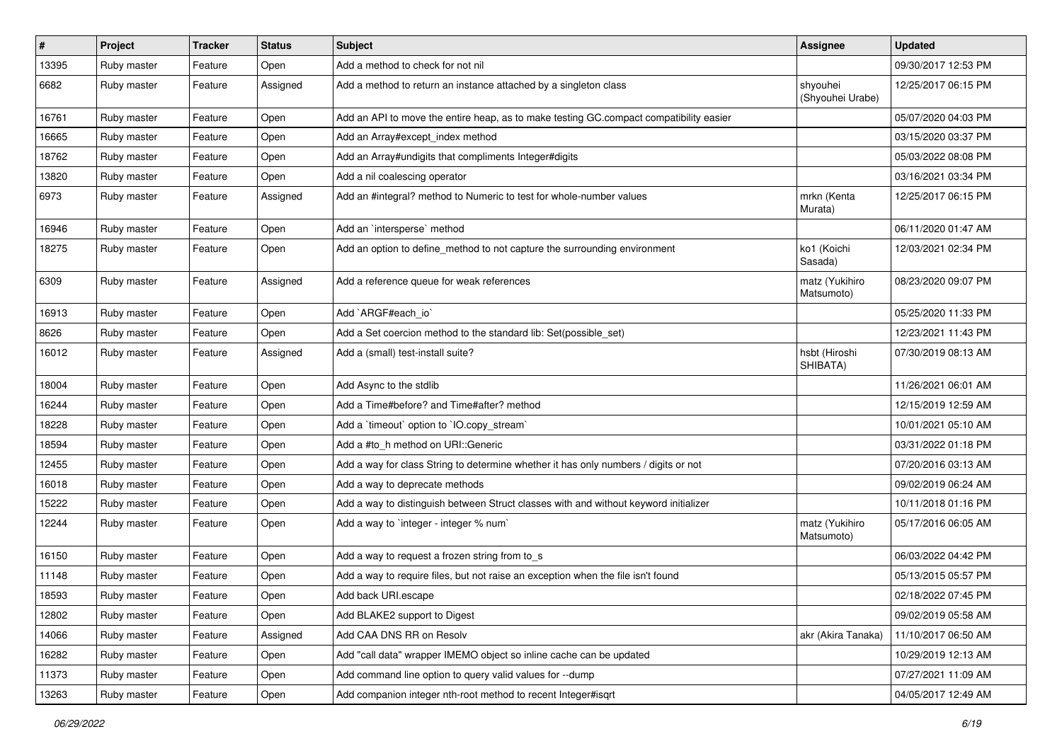| # | Project | Tracker | Status | Subject | Assignee | Updated |
|---|---|---|---|---|---|---|
| 13395 | Ruby master | Feature | Open | Add a method to check for not nil | | 09/30/2017 12:53 PM |
| 6682 | Ruby master | Feature | Assigned | Add a method to return an instance attached by a singleton class | shyouhei (Shyouhei Urabe) | 12/25/2017 06:15 PM |
| 16761 | Ruby master | Feature | Open | Add an API to move the entire heap, as to make testing GC.compact compatibility easier | | 05/07/2020 04:03 PM |
| 16665 | Ruby master | Feature | Open | Add an Array#except_index method | | 03/15/2020 03:37 PM |
| 18762 | Ruby master | Feature | Open | Add an Array#undigits that compliments Integer#digits | | 05/03/2022 08:08 PM |
| 13820 | Ruby master | Feature | Open | Add a nil coalescing operator | | 03/16/2021 03:34 PM |
| 6973 | Ruby master | Feature | Assigned | Add an #integral? method to Numeric to test for whole-number values | mrkn (Kenta Murata) | 12/25/2017 06:15 PM |
| 16946 | Ruby master | Feature | Open | Add an `intersperse` method | | 06/11/2020 01:47 AM |
| 18275 | Ruby master | Feature | Open | Add an option to define_method to not capture the surrounding environment | ko1 (Koichi Sasada) | 12/03/2021 02:34 PM |
| 6309 | Ruby master | Feature | Assigned | Add a reference queue for weak references | matz (Yukihiro Matsumoto) | 08/23/2020 09:07 PM |
| 16913 | Ruby master | Feature | Open | Add `ARGF#each_io` | | 05/25/2020 11:33 PM |
| 8626 | Ruby master | Feature | Open | Add a Set coercion method to the standard lib: Set(possible_set) | | 12/23/2021 11:43 PM |
| 16012 | Ruby master | Feature | Assigned | Add a (small) test-install suite? | hsbt (Hiroshi SHIBATA) | 07/30/2019 08:13 AM |
| 18004 | Ruby master | Feature | Open | Add Async to the stdlib | | 11/26/2021 06:01 AM |
| 16244 | Ruby master | Feature | Open | Add a Time#before? and Time#after? method | | 12/15/2019 12:59 AM |
| 18228 | Ruby master | Feature | Open | Add a `timeout` option to `IO.copy_stream` | | 10/01/2021 05:10 AM |
| 18594 | Ruby master | Feature | Open | Add a #to_h method on URI::Generic | | 03/31/2022 01:18 PM |
| 12455 | Ruby master | Feature | Open | Add a way for class String to determine whether it has only numbers / digits or not | | 07/20/2016 03:13 AM |
| 16018 | Ruby master | Feature | Open | Add a way to deprecate methods | | 09/02/2019 06:24 AM |
| 15222 | Ruby master | Feature | Open | Add a way to distinguish between Struct classes with and without keyword initializer | | 10/11/2018 01:16 PM |
| 12244 | Ruby master | Feature | Open | Add a way to `integer - integer % num` | matz (Yukihiro Matsumoto) | 05/17/2016 06:05 AM |
| 16150 | Ruby master | Feature | Open | Add a way to request a frozen string from to_s | | 06/03/2022 04:42 PM |
| 11148 | Ruby master | Feature | Open | Add a way to require files, but not raise an exception when the file isn't found | | 05/13/2015 05:57 PM |
| 18593 | Ruby master | Feature | Open | Add back URI.escape | | 02/18/2022 07:45 PM |
| 12802 | Ruby master | Feature | Open | Add BLAKE2 support to Digest | | 09/02/2019 05:58 AM |
| 14066 | Ruby master | Feature | Assigned | Add CAA DNS RR on Resolv | akr (Akira Tanaka) | 11/10/2017 06:50 AM |
| 16282 | Ruby master | Feature | Open | Add "call data" wrapper IMEMO object so inline cache can be updated | | 10/29/2019 12:13 AM |
| 11373 | Ruby master | Feature | Open | Add command line option to query valid values for --dump | | 07/27/2021 11:09 AM |
| 13263 | Ruby master | Feature | Open | Add companion integer nth-root method to recent Integer#isqrt | | 04/05/2017 12:49 AM |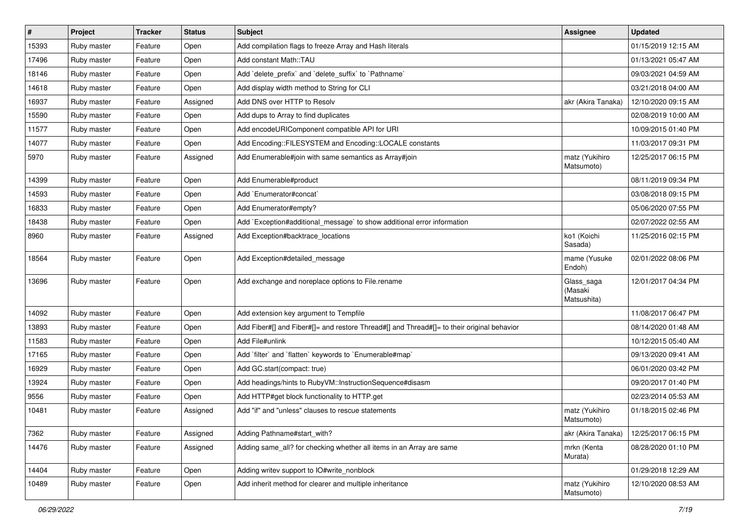| # | Project | Tracker | Status | Subject | Assignee | Updated |
| --- | --- | --- | --- | --- | --- | --- |
| 15393 | Ruby master | Feature | Open | Add compilation flags to freeze Array and Hash literals | | 01/15/2019 12:15 AM |
| 17496 | Ruby master | Feature | Open | Add constant Math::TAU | | 01/13/2021 05:47 AM |
| 18146 | Ruby master | Feature | Open | Add `delete_prefix` and `delete_suffix` to `Pathname` | | 09/03/2021 04:59 AM |
| 14618 | Ruby master | Feature | Open | Add display width method to String for CLI | | 03/21/2018 04:00 AM |
| 16937 | Ruby master | Feature | Assigned | Add DNS over HTTP to Resolv | akr (Akira Tanaka) | 12/10/2020 09:15 AM |
| 15590 | Ruby master | Feature | Open | Add dups to Array to find duplicates | | 02/08/2019 10:00 AM |
| 11577 | Ruby master | Feature | Open | Add encodeURIComponent compatible API for URI | | 10/09/2015 01:40 PM |
| 14077 | Ruby master | Feature | Open | Add Encoding::FILESYSTEM and Encoding::LOCALE constants | | 11/03/2017 09:31 PM |
| 5970 | Ruby master | Feature | Assigned | Add Enumerable#join with same semantics as Array#join | matz (Yukihiro Matsumoto) | 12/25/2017 06:15 PM |
| 14399 | Ruby master | Feature | Open | Add Enumerable#product | | 08/11/2019 09:34 PM |
| 14593 | Ruby master | Feature | Open | Add `Enumerator#concat` | | 03/08/2018 09:15 PM |
| 16833 | Ruby master | Feature | Open | Add Enumerator#empty? | | 05/06/2020 07:55 PM |
| 18438 | Ruby master | Feature | Open | Add `Exception#additional_message` to show additional error information | | 02/07/2022 02:55 AM |
| 8960 | Ruby master | Feature | Assigned | Add Exception#backtrace_locations | ko1 (Koichi Sasada) | 11/25/2016 02:15 PM |
| 18564 | Ruby master | Feature | Open | Add Exception#detailed_message | mame (Yusuke Endoh) | 02/01/2022 08:06 PM |
| 13696 | Ruby master | Feature | Open | Add exchange and noreplace options to File.rename | Glass_saga (Masaki Matsushita) | 12/01/2017 04:34 PM |
| 14092 | Ruby master | Feature | Open | Add extension key argument to Tempfile | | 11/08/2017 06:47 PM |
| 13893 | Ruby master | Feature | Open | Add Fiber#[] and Fiber#[]= and restore Thread#[] and Thread#[]= to their original behavior | | 08/14/2020 01:48 AM |
| 11583 | Ruby master | Feature | Open | Add File#unlink | | 10/12/2015 05:40 AM |
| 17165 | Ruby master | Feature | Open | Add `filter` and `flatten` keywords to `Enumerable#map` | | 09/13/2020 09:41 AM |
| 16929 | Ruby master | Feature | Open | Add GC.start(compact: true) | | 06/01/2020 03:42 PM |
| 13924 | Ruby master | Feature | Open | Add headings/hints to RubyVM::InstructionSequence#disasm | | 09/20/2017 01:40 PM |
| 9556 | Ruby master | Feature | Open | Add HTTP#get block functionality to HTTP.get | | 02/23/2014 05:53 AM |
| 10481 | Ruby master | Feature | Assigned | Add "if" and "unless" clauses to rescue statements | matz (Yukihiro Matsumoto) | 01/18/2015 02:46 PM |
| 7362 | Ruby master | Feature | Assigned | Adding Pathname#start_with? | akr (Akira Tanaka) | 12/25/2017 06:15 PM |
| 14476 | Ruby master | Feature | Assigned | Adding same_all? for checking whether all items in an Array are same | mrkn (Kenta Murata) | 08/28/2020 01:10 PM |
| 14404 | Ruby master | Feature | Open | Adding writev support to IO#write_nonblock | | 01/29/2018 12:29 AM |
| 10489 | Ruby master | Feature | Open | Add inherit method for clearer and multiple inheritance | matz (Yukihiro Matsumoto) | 12/10/2020 08:53 AM |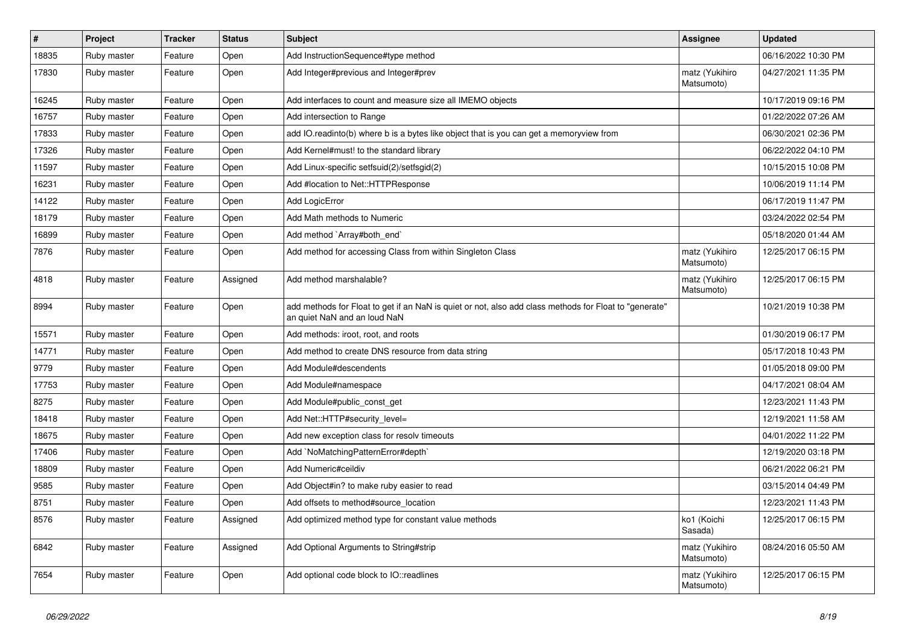| # | Project | Tracker | Status | Subject | Assignee | Updated |
|---|---|---|---|---|---|---|
| 18835 | Ruby master | Feature | Open | Add InstructionSequence#type method | | 06/16/2022 10:30 PM |
| 17830 | Ruby master | Feature | Open | Add Integer#previous and Integer#prev | matz (Yukihiro Matsumoto) | 04/27/2021 11:35 PM |
| 16245 | Ruby master | Feature | Open | Add interfaces to count and measure size all IMEMO objects | | 10/17/2019 09:16 PM |
| 16757 | Ruby master | Feature | Open | Add intersection to Range | | 01/22/2022 07:26 AM |
| 17833 | Ruby master | Feature | Open | add IO.readinto(b) where b is a bytes like object that is you can get a memoryview from | | 06/30/2021 02:36 PM |
| 17326 | Ruby master | Feature | Open | Add Kernel#must! to the standard library | | 06/22/2022 04:10 PM |
| 11597 | Ruby master | Feature | Open | Add Linux-specific setfsuid(2)/setfsgid(2) | | 10/15/2015 10:08 PM |
| 16231 | Ruby master | Feature | Open | Add #location to Net::HTTPResponse | | 10/06/2019 11:14 PM |
| 14122 | Ruby master | Feature | Open | Add LogicError | | 06/17/2019 11:47 PM |
| 18179 | Ruby master | Feature | Open | Add Math methods to Numeric | | 03/24/2022 02:54 PM |
| 16899 | Ruby master | Feature | Open | Add method `Array#both_end` | | 05/18/2020 01:44 AM |
| 7876 | Ruby master | Feature | Open | Add method for accessing Class from within Singleton Class | matz (Yukihiro Matsumoto) | 12/25/2017 06:15 PM |
| 4818 | Ruby master | Feature | Assigned | Add method marshalable? | matz (Yukihiro Matsumoto) | 12/25/2017 06:15 PM |
| 8994 | Ruby master | Feature | Open | add methods for Float to get if an NaN is quiet or not, also add class methods for Float to "generate" an quiet NaN and an loud NaN | | 10/21/2019 10:38 PM |
| 15571 | Ruby master | Feature | Open | Add methods: iroot, root, and roots | | 01/30/2019 06:17 PM |
| 14771 | Ruby master | Feature | Open | Add method to create DNS resource from data string | | 05/17/2018 10:43 PM |
| 9779 | Ruby master | Feature | Open | Add Module#descendents | | 01/05/2018 09:00 PM |
| 17753 | Ruby master | Feature | Open | Add Module#namespace | | 04/17/2021 08:04 AM |
| 8275 | Ruby master | Feature | Open | Add Module#public_const_get | | 12/23/2021 11:43 PM |
| 18418 | Ruby master | Feature | Open | Add Net::HTTP#security_level= | | 12/19/2021 11:58 AM |
| 18675 | Ruby master | Feature | Open | Add new exception class for resolv timeouts | | 04/01/2022 11:22 PM |
| 17406 | Ruby master | Feature | Open | Add `NoMatchingPatternError#depth` | | 12/19/2020 03:18 PM |
| 18809 | Ruby master | Feature | Open | Add Numeric#ceildiv | | 06/21/2022 06:21 PM |
| 9585 | Ruby master | Feature | Open | Add Object#in? to make ruby easier to read | | 03/15/2014 04:49 PM |
| 8751 | Ruby master | Feature | Open | Add offsets to method#source_location | | 12/23/2021 11:43 PM |
| 8576 | Ruby master | Feature | Assigned | Add optimized method type for constant value methods | ko1 (Koichi Sasada) | 12/25/2017 06:15 PM |
| 6842 | Ruby master | Feature | Assigned | Add Optional Arguments to String#strip | matz (Yukihiro Matsumoto) | 08/24/2016 05:50 AM |
| 7654 | Ruby master | Feature | Open | Add optional code block to IO::readlines | matz (Yukihiro Matsumoto) | 12/25/2017 06:15 PM |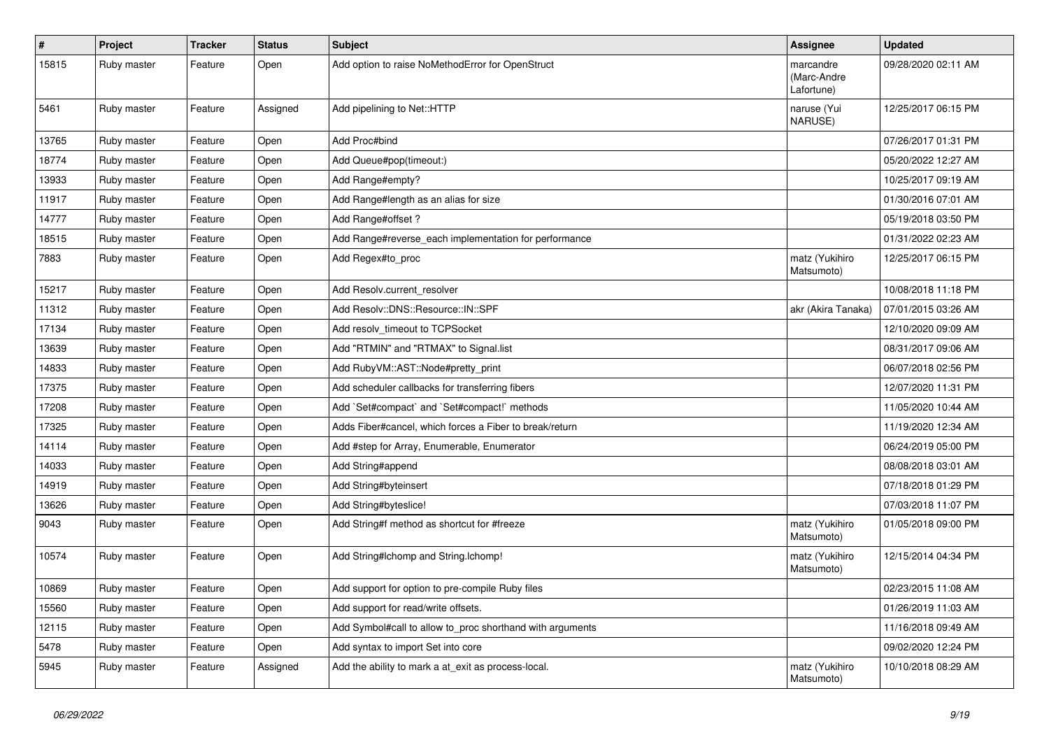| # | Project | Tracker | Status | Subject | Assignee | Updated |
|---|---|---|---|---|---|---|
| 15815 | Ruby master | Feature | Open | Add option to raise NoMethodError for OpenStruct | marcandre (Marc-Andre Lafortune) | 09/28/2020 02:11 AM |
| 5461 | Ruby master | Feature | Assigned | Add pipelining to Net::HTTP | naruse (Yui NARUSE) | 12/25/2017 06:15 PM |
| 13765 | Ruby master | Feature | Open | Add Proc#bind | | 07/26/2017 01:31 PM |
| 18774 | Ruby master | Feature | Open | Add Queue#pop(timeout:) | | 05/20/2022 12:27 AM |
| 13933 | Ruby master | Feature | Open | Add Range#empty? | | 10/25/2017 09:19 AM |
| 11917 | Ruby master | Feature | Open | Add Range#length as an alias for size | | 01/30/2016 07:01 AM |
| 14777 | Ruby master | Feature | Open | Add Range#offset ? | | 05/19/2018 03:50 PM |
| 18515 | Ruby master | Feature | Open | Add Range#reverse_each implementation for performance | | 01/31/2022 02:23 AM |
| 7883 | Ruby master | Feature | Open | Add Regex#to_proc | matz (Yukihiro Matsumoto) | 12/25/2017 06:15 PM |
| 15217 | Ruby master | Feature | Open | Add Resolv.current_resolver | | 10/08/2018 11:18 PM |
| 11312 | Ruby master | Feature | Open | Add Resolv::DNS::Resource::IN::SPF | akr (Akira Tanaka) | 07/01/2015 03:26 AM |
| 17134 | Ruby master | Feature | Open | Add resolv_timeout to TCPSocket | | 12/10/2020 09:09 AM |
| 13639 | Ruby master | Feature | Open | Add "RTMIN" and "RTMAX" to Signal.list | | 08/31/2017 09:06 AM |
| 14833 | Ruby master | Feature | Open | Add RubyVM::AST::Node#pretty_print | | 06/07/2018 02:56 PM |
| 17375 | Ruby master | Feature | Open | Add scheduler callbacks for transferring fibers | | 12/07/2020 11:31 PM |
| 17208 | Ruby master | Feature | Open | Add `Set#compact` and `Set#compact!` methods | | 11/05/2020 10:44 AM |
| 17325 | Ruby master | Feature | Open | Adds Fiber#cancel, which forces a Fiber to break/return | | 11/19/2020 12:34 AM |
| 14114 | Ruby master | Feature | Open | Add #step for Array, Enumerable, Enumerator | | 06/24/2019 05:00 PM |
| 14033 | Ruby master | Feature | Open | Add String#append | | 08/08/2018 03:01 AM |
| 14919 | Ruby master | Feature | Open | Add String#byteinsert | | 07/18/2018 01:29 PM |
| 13626 | Ruby master | Feature | Open | Add String#byteslice! | | 07/03/2018 11:07 PM |
| 9043 | Ruby master | Feature | Open | Add String#f method as shortcut for #freeze | matz (Yukihiro Matsumoto) | 01/05/2018 09:00 PM |
| 10574 | Ruby master | Feature | Open | Add String#lchomp and String.lchomp! | matz (Yukihiro Matsumoto) | 12/15/2014 04:34 PM |
| 10869 | Ruby master | Feature | Open | Add support for option to pre-compile Ruby files | | 02/23/2015 11:08 AM |
| 15560 | Ruby master | Feature | Open | Add support for read/write offsets. | | 01/26/2019 11:03 AM |
| 12115 | Ruby master | Feature | Open | Add Symbol#call to allow to_proc shorthand with arguments | | 11/16/2018 09:49 AM |
| 5478 | Ruby master | Feature | Open | Add syntax to import Set into core | | 09/02/2020 12:24 PM |
| 5945 | Ruby master | Feature | Assigned | Add the ability to mark a at_exit as process-local. | matz (Yukihiro Matsumoto) | 10/10/2018 08:29 AM |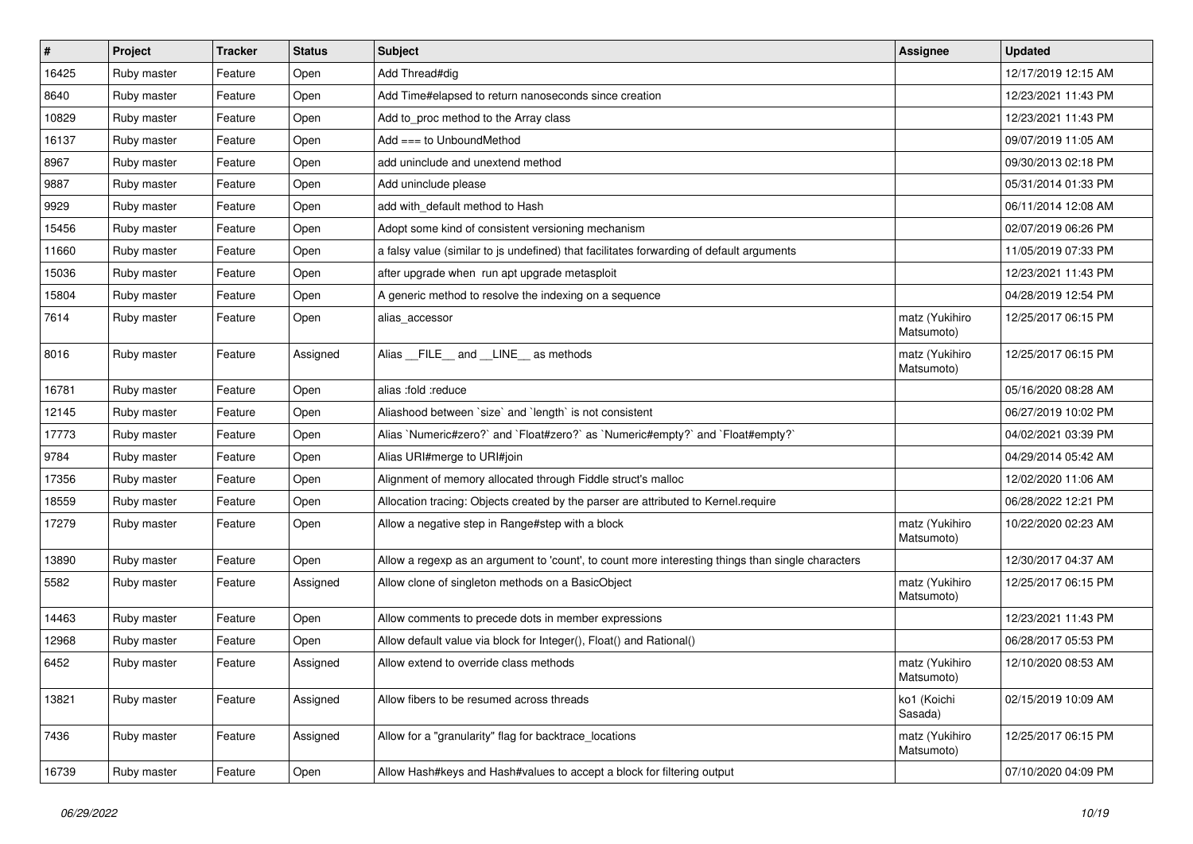| # | Project | Tracker | Status | Subject | Assignee | Updated |
|---|---|---|---|---|---|---|
| 16425 | Ruby master | Feature | Open | Add Thread#dig | | 12/17/2019 12:15 AM |
| 8640 | Ruby master | Feature | Open | Add Time#elapsed to return nanoseconds since creation | | 12/23/2021 11:43 PM |
| 10829 | Ruby master | Feature | Open | Add to_proc method to the Array class | | 12/23/2021 11:43 PM |
| 16137 | Ruby master | Feature | Open | Add === to UnboundMethod | | 09/07/2019 11:05 AM |
| 8967 | Ruby master | Feature | Open | add uninclude and unextend method | | 09/30/2013 02:18 PM |
| 9887 | Ruby master | Feature | Open | Add uninclude please | | 05/31/2014 01:33 PM |
| 9929 | Ruby master | Feature | Open | add with_default method to Hash | | 06/11/2014 12:08 AM |
| 15456 | Ruby master | Feature | Open | Adopt some kind of consistent versioning mechanism | | 02/07/2019 06:26 PM |
| 11660 | Ruby master | Feature | Open | a falsy value (similar to js undefined) that facilitates forwarding of default arguments | | 11/05/2019 07:33 PM |
| 15036 | Ruby master | Feature | Open | after upgrade when run apt upgrade metasploit | | 12/23/2021 11:43 PM |
| 15804 | Ruby master | Feature | Open | A generic method to resolve the indexing on a sequence | | 04/28/2019 12:54 PM |
| 7614 | Ruby master | Feature | Open | alias_accessor | matz (Yukihiro Matsumoto) | 12/25/2017 06:15 PM |
| 8016 | Ruby master | Feature | Assigned | Alias __FILE__ and __LINE__ as methods | matz (Yukihiro Matsumoto) | 12/25/2017 06:15 PM |
| 16781 | Ruby master | Feature | Open | alias :fold :reduce | | 05/16/2020 08:28 AM |
| 12145 | Ruby master | Feature | Open | Aliashood between `size` and `length` is not consistent | | 06/27/2019 10:02 PM |
| 17773 | Ruby master | Feature | Open | Alias `Numeric#zero?` and `Float#zero?` as `Numeric#empty?` and `Float#empty?` | | 04/02/2021 03:39 PM |
| 9784 | Ruby master | Feature | Open | Alias URI#merge to URI#join | | 04/29/2014 05:42 AM |
| 17356 | Ruby master | Feature | Open | Alignment of memory allocated through Fiddle struct's malloc | | 12/02/2020 11:06 AM |
| 18559 | Ruby master | Feature | Open | Allocation tracing: Objects created by the parser are attributed to Kernel.require | | 06/28/2022 12:21 PM |
| 17279 | Ruby master | Feature | Open | Allow a negative step in Range#step with a block | matz (Yukihiro Matsumoto) | 10/22/2020 02:23 AM |
| 13890 | Ruby master | Feature | Open | Allow a regexp as an argument to 'count', to count more interesting things than single characters | | 12/30/2017 04:37 AM |
| 5582 | Ruby master | Feature | Assigned | Allow clone of singleton methods on a BasicObject | matz (Yukihiro Matsumoto) | 12/25/2017 06:15 PM |
| 14463 | Ruby master | Feature | Open | Allow comments to precede dots in member expressions | | 12/23/2021 11:43 PM |
| 12968 | Ruby master | Feature | Open | Allow default value via block for Integer(), Float() and Rational() | | 06/28/2017 05:53 PM |
| 6452 | Ruby master | Feature | Assigned | Allow extend to override class methods | matz (Yukihiro Matsumoto) | 12/10/2020 08:53 AM |
| 13821 | Ruby master | Feature | Assigned | Allow fibers to be resumed across threads | ko1 (Koichi Sasada) | 02/15/2019 10:09 AM |
| 7436 | Ruby master | Feature | Assigned | Allow for a "granularity" flag for backtrace_locations | matz (Yukihiro Matsumoto) | 12/25/2017 06:15 PM |
| 16739 | Ruby master | Feature | Open | Allow Hash#keys and Hash#values to accept a block for filtering output | | 07/10/2020 04:09 PM |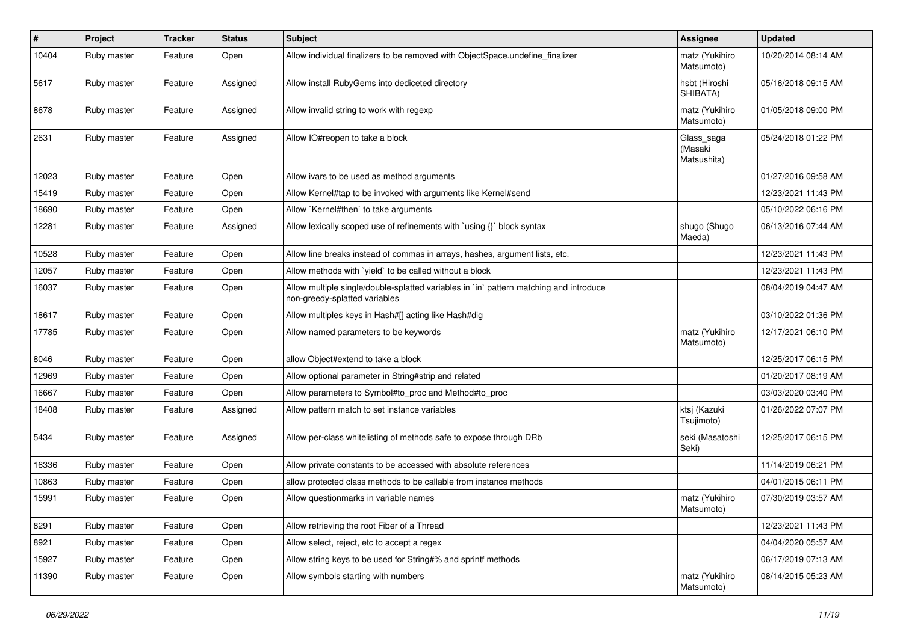| # | Project | Tracker | Status | Subject | Assignee | Updated |
| --- | --- | --- | --- | --- | --- | --- |
| 10404 | Ruby master | Feature | Open | Allow individual finalizers to be removed with ObjectSpace.undefine_finalizer | matz (Yukihiro Matsumoto) | 10/20/2014 08:14 AM |
| 5617 | Ruby master | Feature | Assigned | Allow install RubyGems into dediceted directory | hsbt (Hiroshi SHIBATA) | 05/16/2018 09:15 AM |
| 8678 | Ruby master | Feature | Assigned | Allow invalid string to work with regexp | matz (Yukihiro Matsumoto) | 01/05/2018 09:00 PM |
| 2631 | Ruby master | Feature | Assigned | Allow IO#reopen to take a block | Glass_saga (Masaki Matsushita) | 05/24/2018 01:22 PM |
| 12023 | Ruby master | Feature | Open | Allow ivars to be used as method arguments | | 01/27/2016 09:58 AM |
| 15419 | Ruby master | Feature | Open | Allow Kernel#tap to be invoked with arguments like Kernel#send | | 12/23/2021 11:43 PM |
| 18690 | Ruby master | Feature | Open | Allow `Kernel#then` to take arguments | | 05/10/2022 06:16 PM |
| 12281 | Ruby master | Feature | Assigned | Allow lexically scoped use of refinements with `using {}` block syntax | shugo (Shugo Maeda) | 06/13/2016 07:44 AM |
| 10528 | Ruby master | Feature | Open | Allow line breaks instead of commas in arrays, hashes, argument lists, etc. | | 12/23/2021 11:43 PM |
| 12057 | Ruby master | Feature | Open | Allow methods with `yield` to be called without a block | | 12/23/2021 11:43 PM |
| 16037 | Ruby master | Feature | Open | Allow multiple single/double-splatted variables in `in` pattern matching and introduce non-greedy-splatted variables | | 08/04/2019 04:47 AM |
| 18617 | Ruby master | Feature | Open | Allow multiples keys in Hash#[] acting like Hash#dig | | 03/10/2022 01:36 PM |
| 17785 | Ruby master | Feature | Open | Allow named parameters to be keywords | matz (Yukihiro Matsumoto) | 12/17/2021 06:10 PM |
| 8046 | Ruby master | Feature | Open | allow Object#extend to take a block | | 12/25/2017 06:15 PM |
| 12969 | Ruby master | Feature | Open | Allow optional parameter in String#strip and related | | 01/20/2017 08:19 AM |
| 16667 | Ruby master | Feature | Open | Allow parameters to Symbol#to_proc and Method#to_proc | | 03/03/2020 03:40 PM |
| 18408 | Ruby master | Feature | Assigned | Allow pattern match to set instance variables | ktsj (Kazuki Tsujimoto) | 01/26/2022 07:07 PM |
| 5434 | Ruby master | Feature | Assigned | Allow per-class whitelisting of methods safe to expose through DRb | seki (Masatoshi Seki) | 12/25/2017 06:15 PM |
| 16336 | Ruby master | Feature | Open | Allow private constants to be accessed with absolute references | | 11/14/2019 06:21 PM |
| 10863 | Ruby master | Feature | Open | allow protected class methods to be callable from instance methods | | 04/01/2015 06:11 PM |
| 15991 | Ruby master | Feature | Open | Allow questionmarks in variable names | matz (Yukihiro Matsumoto) | 07/30/2019 03:57 AM |
| 8291 | Ruby master | Feature | Open | Allow retrieving the root Fiber of a Thread | | 12/23/2021 11:43 PM |
| 8921 | Ruby master | Feature | Open | Allow select, reject, etc to accept a regex | | 04/04/2020 05:57 AM |
| 15927 | Ruby master | Feature | Open | Allow string keys to be used for String#% and sprintf methods | | 06/17/2019 07:13 AM |
| 11390 | Ruby master | Feature | Open | Allow symbols starting with numbers | matz (Yukihiro Matsumoto) | 08/14/2015 05:23 AM |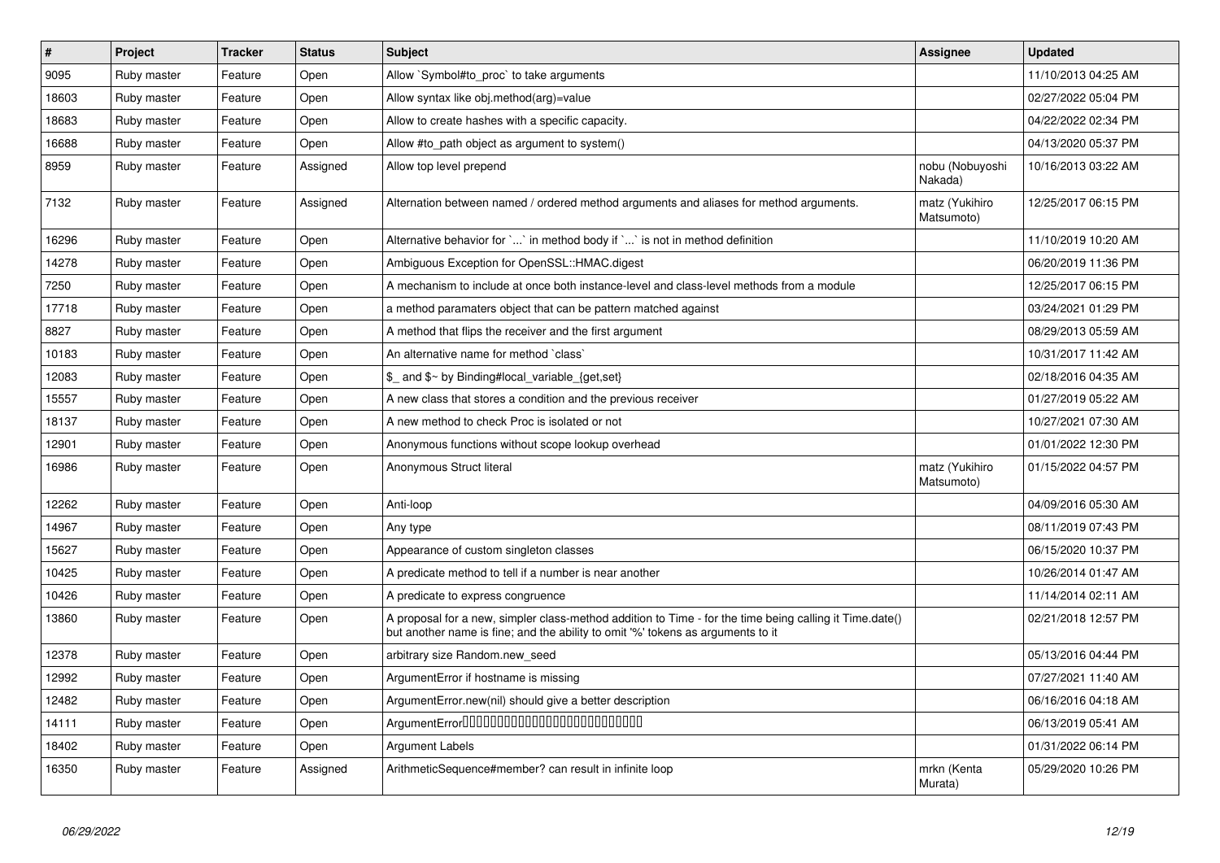| # | Project | Tracker | Status | Subject | Assignee | Updated |
|---|---|---|---|---|---|---|
| 9095 | Ruby master | Feature | Open | Allow `Symbol#to_proc` to take arguments | | 11/10/2013 04:25 AM |
| 18603 | Ruby master | Feature | Open | Allow syntax like obj.method(arg)=value | | 02/27/2022 05:04 PM |
| 18683 | Ruby master | Feature | Open | Allow to create hashes with a specific capacity. | | 04/22/2022 02:34 PM |
| 16688 | Ruby master | Feature | Open | Allow #to_path object as argument to system() | | 04/13/2020 05:37 PM |
| 8959 | Ruby master | Feature | Assigned | Allow top level prepend | nobu (Nobuyoshi Nakada) | 10/16/2013 03:22 AM |
| 7132 | Ruby master | Feature | Assigned | Alternation between named / ordered method arguments and aliases for method arguments. | matz (Yukihiro Matsumoto) | 12/25/2017 06:15 PM |
| 16296 | Ruby master | Feature | Open | Alternative behavior for `...` in method body if `...` is not in method definition | | 11/10/2019 10:20 AM |
| 14278 | Ruby master | Feature | Open | Ambiguous Exception for OpenSSL::HMAC.digest | | 06/20/2019 11:36 PM |
| 7250 | Ruby master | Feature | Open | A mechanism to include at once both instance-level and class-level methods from a module | | 12/25/2017 06:15 PM |
| 17718 | Ruby master | Feature | Open | a method paramaters object that can be pattern matched against | | 03/24/2021 01:29 PM |
| 8827 | Ruby master | Feature | Open | A method that flips the receiver and the first argument | | 08/29/2013 05:59 AM |
| 10183 | Ruby master | Feature | Open | An alternative name for method `class` | | 10/31/2017 11:42 AM |
| 12083 | Ruby master | Feature | Open | $_ and $~ by Binding#local_variable_{get,set} | | 02/18/2016 04:35 AM |
| 15557 | Ruby master | Feature | Open | A new class that stores a condition and the previous receiver | | 01/27/2019 05:22 AM |
| 18137 | Ruby master | Feature | Open | A new method to check Proc is isolated or not | | 10/27/2021 07:30 AM |
| 12901 | Ruby master | Feature | Open | Anonymous functions without scope lookup overhead | | 01/01/2022 12:30 PM |
| 16986 | Ruby master | Feature | Open | Anonymous Struct literal | matz (Yukihiro Matsumoto) | 01/15/2022 04:57 PM |
| 12262 | Ruby master | Feature | Open | Anti-loop | | 04/09/2016 05:30 AM |
| 14967 | Ruby master | Feature | Open | Any type | | 08/11/2019 07:43 PM |
| 15627 | Ruby master | Feature | Open | Appearance of custom singleton classes | | 06/15/2020 10:37 PM |
| 10425 | Ruby master | Feature | Open | A predicate method to tell if a number is near another | | 10/26/2014 01:47 AM |
| 10426 | Ruby master | Feature | Open | A predicate to express congruence | | 11/14/2014 02:11 AM |
| 13860 | Ruby master | Feature | Open | A proposal for a new, simpler class-method addition to Time - for the time being calling it Time.date() but another name is fine; and the ability to omit '%' tokens as arguments to it | | 02/21/2018 12:57 PM |
| 12378 | Ruby master | Feature | Open | arbitrary size Random.new_seed | | 05/13/2016 04:44 PM |
| 12992 | Ruby master | Feature | Open | ArgumentError if hostname is missing | | 07/27/2021 11:40 AM |
| 12482 | Ruby master | Feature | Open | ArgumentError.new(nil) should give a better description | | 06/16/2016 04:18 AM |
| 14111 | Ruby master | Feature | Open | ArgumentError□□□□□□□□□□□□□□□□□□□□□□□□□□□□ | | 06/13/2019 05:41 AM |
| 18402 | Ruby master | Feature | Open | Argument Labels | | 01/31/2022 06:14 PM |
| 16350 | Ruby master | Feature | Assigned | ArithmeticSequence#member? can result in infinite loop | mrkn (Kenta Murata) | 05/29/2020 10:26 PM |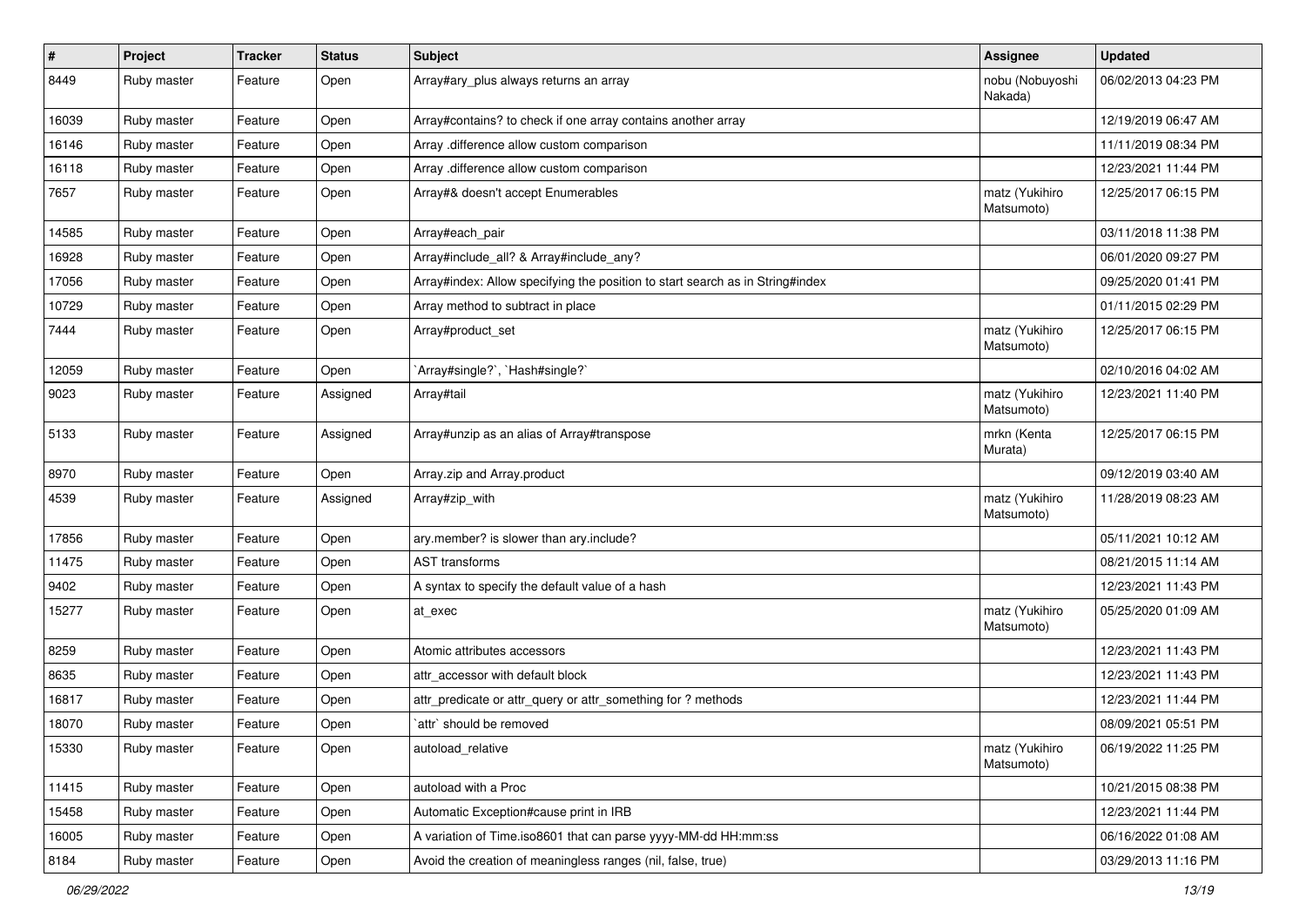| # | Project | Tracker | Status | Subject | Assignee | Updated |
|---|---|---|---|---|---|---|
| 8449 | Ruby master | Feature | Open | Array#ary_plus always returns an array | nobu (Nobuyoshi Nakada) | 06/02/2013 04:23 PM |
| 16039 | Ruby master | Feature | Open | Array#contains? to check if one array contains another array | | 12/19/2019 06:47 AM |
| 16146 | Ruby master | Feature | Open | Array .difference allow custom comparison | | 11/11/2019 08:34 PM |
| 16118 | Ruby master | Feature | Open | Array .difference allow custom comparison | | 12/23/2021 11:44 PM |
| 7657 | Ruby master | Feature | Open | Array#& doesn't accept Enumerables | matz (Yukihiro Matsumoto) | 12/25/2017 06:15 PM |
| 14585 | Ruby master | Feature | Open | Array#each_pair | | 03/11/2018 11:38 PM |
| 16928 | Ruby master | Feature | Open | Array#include_all? & Array#include_any? | | 06/01/2020 09:27 PM |
| 17056 | Ruby master | Feature | Open | Array#index: Allow specifying the position to start search as in String#index | | 09/25/2020 01:41 PM |
| 10729 | Ruby master | Feature | Open | Array method to subtract in place | | 01/11/2015 02:29 PM |
| 7444 | Ruby master | Feature | Open | Array#product_set | matz (Yukihiro Matsumoto) | 12/25/2017 06:15 PM |
| 12059 | Ruby master | Feature | Open | `Array#single?`, `Hash#single?` | | 02/10/2016 04:02 AM |
| 9023 | Ruby master | Feature | Assigned | Array#tail | matz (Yukihiro Matsumoto) | 12/23/2021 11:40 PM |
| 5133 | Ruby master | Feature | Assigned | Array#unzip as an alias of Array#transpose | mrkn (Kenta Murata) | 12/25/2017 06:15 PM |
| 8970 | Ruby master | Feature | Open | Array.zip and Array.product | | 09/12/2019 03:40 AM |
| 4539 | Ruby master | Feature | Assigned | Array#zip_with | matz (Yukihiro Matsumoto) | 11/28/2019 08:23 AM |
| 17856 | Ruby master | Feature | Open | ary.member? is slower than ary.include? | | 05/11/2021 10:12 AM |
| 11475 | Ruby master | Feature | Open | AST transforms | | 08/21/2015 11:14 AM |
| 9402 | Ruby master | Feature | Open | A syntax to specify the default value of a hash | | 12/23/2021 11:43 PM |
| 15277 | Ruby master | Feature | Open | at_exec | matz (Yukihiro Matsumoto) | 05/25/2020 01:09 AM |
| 8259 | Ruby master | Feature | Open | Atomic attributes accessors | | 12/23/2021 11:43 PM |
| 8635 | Ruby master | Feature | Open | attr_accessor with default block | | 12/23/2021 11:43 PM |
| 16817 | Ruby master | Feature | Open | attr_predicate or attr_query or attr_something for ? methods | | 12/23/2021 11:44 PM |
| 18070 | Ruby master | Feature | Open | `attr` should be removed | | 08/09/2021 05:51 PM |
| 15330 | Ruby master | Feature | Open | autoload_relative | matz (Yukihiro Matsumoto) | 06/19/2022 11:25 PM |
| 11415 | Ruby master | Feature | Open | autoload with a Proc | | 10/21/2015 08:38 PM |
| 15458 | Ruby master | Feature | Open | Automatic Exception#cause print in IRB | | 12/23/2021 11:44 PM |
| 16005 | Ruby master | Feature | Open | A variation of Time.iso8601 that can parse yyyy-MM-dd HH:mm:ss | | 06/16/2022 01:08 AM |
| 8184 | Ruby master | Feature | Open | Avoid the creation of meaningless ranges (nil, false, true) | | 03/29/2013 11:16 PM |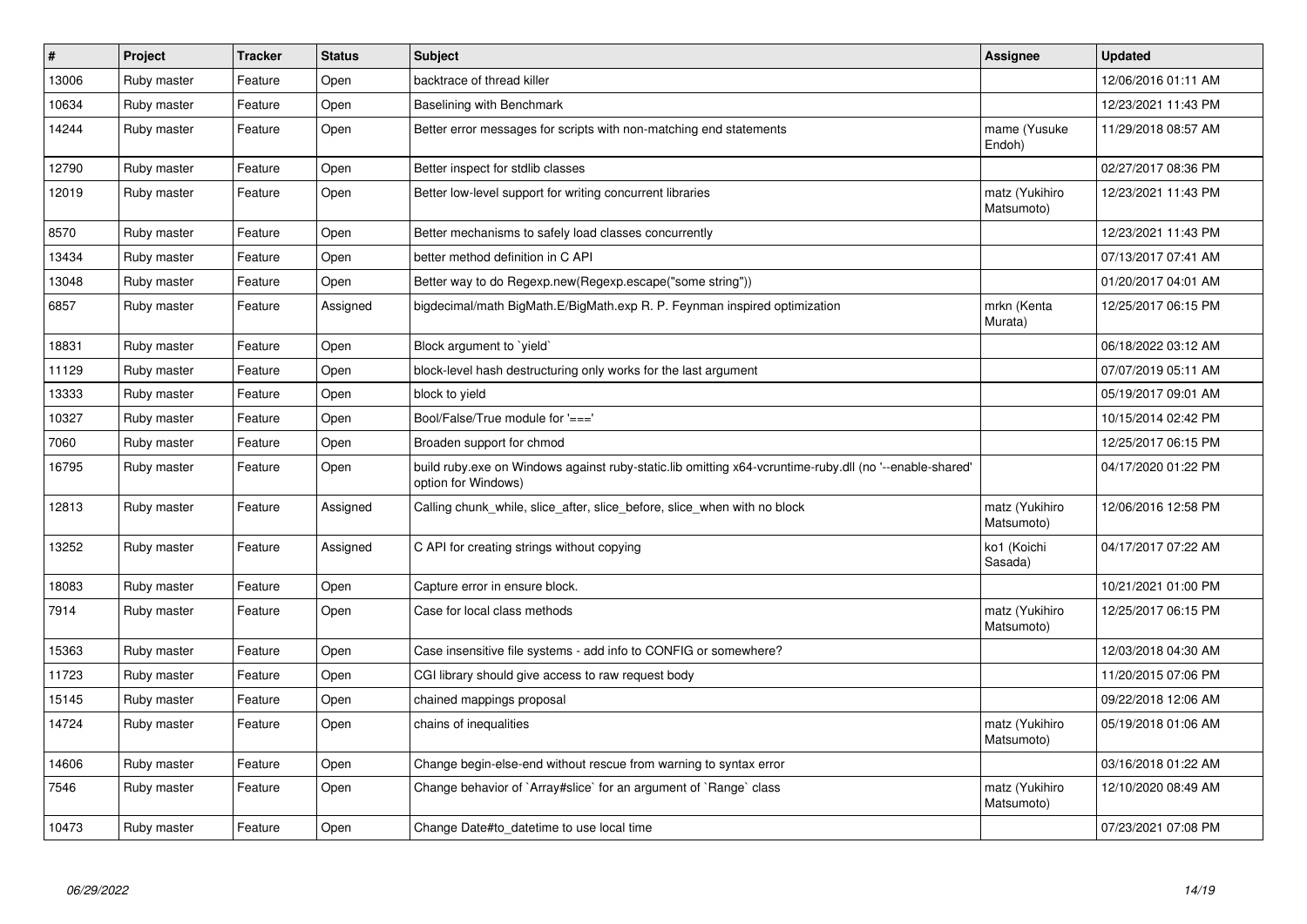| # | Project | Tracker | Status | Subject | Assignee | Updated |
|---|---|---|---|---|---|---|
| 13006 | Ruby master | Feature | Open | backtrace of thread killer | | 12/06/2016 01:11 AM |
| 10634 | Ruby master | Feature | Open | Baselining with Benchmark | | 12/23/2021 11:43 PM |
| 14244 | Ruby master | Feature | Open | Better error messages for scripts with non-matching end statements | mame (Yusuke Endoh) | 11/29/2018 08:57 AM |
| 12790 | Ruby master | Feature | Open | Better inspect for stdlib classes | | 02/27/2017 08:36 PM |
| 12019 | Ruby master | Feature | Open | Better low-level support for writing concurrent libraries | matz (Yukihiro Matsumoto) | 12/23/2021 11:43 PM |
| 8570 | Ruby master | Feature | Open | Better mechanisms to safely load classes concurrently | | 12/23/2021 11:43 PM |
| 13434 | Ruby master | Feature | Open | better method definition in C API | | 07/13/2017 07:41 AM |
| 13048 | Ruby master | Feature | Open | Better way to do Regexp.new(Regexp.escape("some string")) | | 01/20/2017 04:01 AM |
| 6857 | Ruby master | Feature | Assigned | bigdecimal/math BigMath.E/BigMath.exp R. P. Feynman inspired optimization | mrkn (Kenta Murata) | 12/25/2017 06:15 PM |
| 18831 | Ruby master | Feature | Open | Block argument to `yield` | | 06/18/2022 03:12 AM |
| 11129 | Ruby master | Feature | Open | block-level hash destructuring only works for the last argument | | 07/07/2019 05:11 AM |
| 13333 | Ruby master | Feature | Open | block to yield | | 05/19/2017 09:01 AM |
| 10327 | Ruby master | Feature | Open | Bool/False/True module for '===' | | 10/15/2014 02:42 PM |
| 7060 | Ruby master | Feature | Open | Broaden support for chmod | | 12/25/2017 06:15 PM |
| 16795 | Ruby master | Feature | Open | build ruby.exe on Windows against ruby-static.lib omitting x64-vcruntime-ruby.dll (no '--enable-shared' option for Windows) | | 04/17/2020 01:22 PM |
| 12813 | Ruby master | Feature | Assigned | Calling chunk_while, slice_after, slice_before, slice_when with no block | matz (Yukihiro Matsumoto) | 12/06/2016 12:58 PM |
| 13252 | Ruby master | Feature | Assigned | C API for creating strings without copying | ko1 (Koichi Sasada) | 04/17/2017 07:22 AM |
| 18083 | Ruby master | Feature | Open | Capture error in ensure block. | | 10/21/2021 01:00 PM |
| 7914 | Ruby master | Feature | Open | Case for local class methods | matz (Yukihiro Matsumoto) | 12/25/2017 06:15 PM |
| 15363 | Ruby master | Feature | Open | Case insensitive file systems - add info to CONFIG or somewhere? | | 12/03/2018 04:30 AM |
| 11723 | Ruby master | Feature | Open | CGI library should give access to raw request body | | 11/20/2015 07:06 PM |
| 15145 | Ruby master | Feature | Open | chained mappings proposal | | 09/22/2018 12:06 AM |
| 14724 | Ruby master | Feature | Open | chains of inequalities | matz (Yukihiro Matsumoto) | 05/19/2018 01:06 AM |
| 14606 | Ruby master | Feature | Open | Change begin-else-end without rescue from warning to syntax error | | 03/16/2018 01:22 AM |
| 7546 | Ruby master | Feature | Open | Change behavior of `Array#slice` for an argument of `Range` class | matz (Yukihiro Matsumoto) | 12/10/2020 08:49 AM |
| 10473 | Ruby master | Feature | Open | Change Date#to_datetime to use local time | | 07/23/2021 07:08 PM |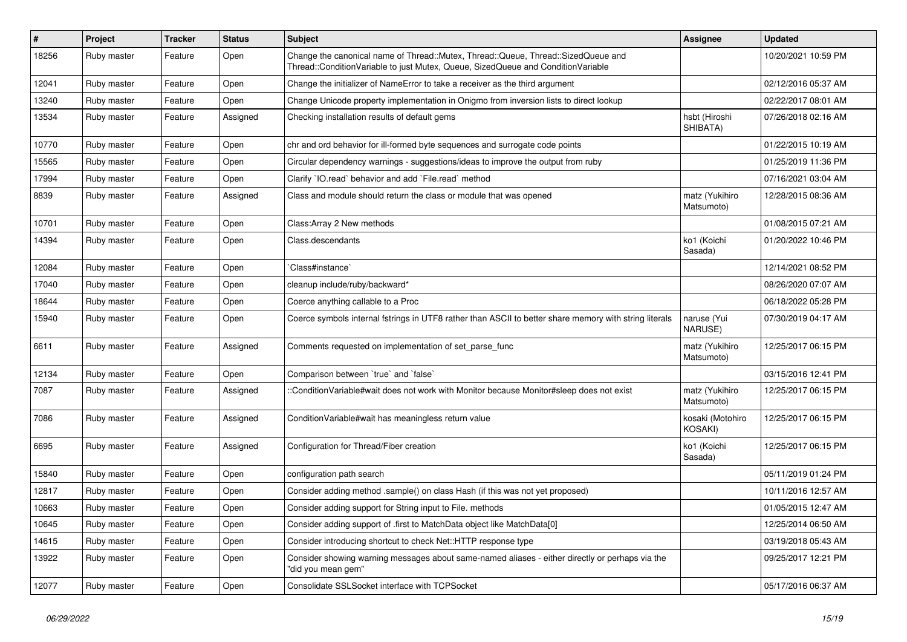| # | Project | Tracker | Status | Subject | Assignee | Updated |
|---|---|---|---|---|---|---|
| 18256 | Ruby master | Feature | Open | Change the canonical name of Thread::Mutex, Thread::Queue, Thread::SizedQueue and Thread::ConditionVariable to just Mutex, Queue, SizedQueue and ConditionVariable | | 10/20/2021 10:59 PM |
| 12041 | Ruby master | Feature | Open | Change the initializer of NameError to take a receiver as the third argument | | 02/12/2016 05:37 AM |
| 13240 | Ruby master | Feature | Open | Change Unicode property implementation in Onigmo from inversion lists to direct lookup | | 02/22/2017 08:01 AM |
| 13534 | Ruby master | Feature | Assigned | Checking installation results of default gems | hsbt (Hiroshi SHIBATA) | 07/26/2018 02:16 AM |
| 10770 | Ruby master | Feature | Open | chr and ord behavior for ill-formed byte sequences and surrogate code points | | 01/22/2015 10:19 AM |
| 15565 | Ruby master | Feature | Open | Circular dependency warnings - suggestions/ideas to improve the output from ruby | | 01/25/2019 11:36 PM |
| 17994 | Ruby master | Feature | Open | Clarify `IO.read` behavior and add `File.read` method | | 07/16/2021 03:04 AM |
| 8839 | Ruby master | Feature | Assigned | Class and module should return the class or module that was opened | matz (Yukihiro Matsumoto) | 12/28/2015 08:36 AM |
| 10701 | Ruby master | Feature | Open | Class:Array 2 New methods | | 01/08/2015 07:21 AM |
| 14394 | Ruby master | Feature | Open | Class.descendants | ko1 (Koichi Sasada) | 01/20/2022 10:46 PM |
| 12084 | Ruby master | Feature | Open | `Class#instance` | | 12/14/2021 08:52 PM |
| 17040 | Ruby master | Feature | Open | cleanup include/ruby/backward* | | 08/26/2020 07:07 AM |
| 18644 | Ruby master | Feature | Open | Coerce anything callable to a Proc | | 06/18/2022 05:28 PM |
| 15940 | Ruby master | Feature | Open | Coerce symbols internal fstrings in UTF8 rather than ASCII to better share memory with string literals | naruse (Yui NARUSE) | 07/30/2019 04:17 AM |
| 6611 | Ruby master | Feature | Assigned | Comments requested on implementation of set_parse_func | matz (Yukihiro Matsumoto) | 12/25/2017 06:15 PM |
| 12134 | Ruby master | Feature | Open | Comparison between `true` and `false` | | 03/15/2016 12:41 PM |
| 7087 | Ruby master | Feature | Assigned | ::ConditionVariable#wait does not work with Monitor because Monitor#sleep does not exist | matz (Yukihiro Matsumoto) | 12/25/2017 06:15 PM |
| 7086 | Ruby master | Feature | Assigned | ConditionVariable#wait has meaningless return value | kosaki (Motohiro KOSAKI) | 12/25/2017 06:15 PM |
| 6695 | Ruby master | Feature | Assigned | Configuration for Thread/Fiber creation | ko1 (Koichi Sasada) | 12/25/2017 06:15 PM |
| 15840 | Ruby master | Feature | Open | configuration path search | | 05/11/2019 01:24 PM |
| 12817 | Ruby master | Feature | Open | Consider adding method .sample() on class Hash (if this was not yet proposed) | | 10/11/2016 12:57 AM |
| 10663 | Ruby master | Feature | Open | Consider adding support for String input to File. methods | | 01/05/2015 12:47 AM |
| 10645 | Ruby master | Feature | Open | Consider adding support of .first to MatchData object like MatchData[0] | | 12/25/2014 06:50 AM |
| 14615 | Ruby master | Feature | Open | Consider introducing shortcut to check Net::HTTP response type | | 03/19/2018 05:43 AM |
| 13922 | Ruby master | Feature | Open | Consider showing warning messages about same-named aliases - either directly or perhaps via the "did you mean gem" | | 09/25/2017 12:21 PM |
| 12077 | Ruby master | Feature | Open | Consolidate SSLSocket interface with TCPSocket | | 05/17/2016 06:37 AM |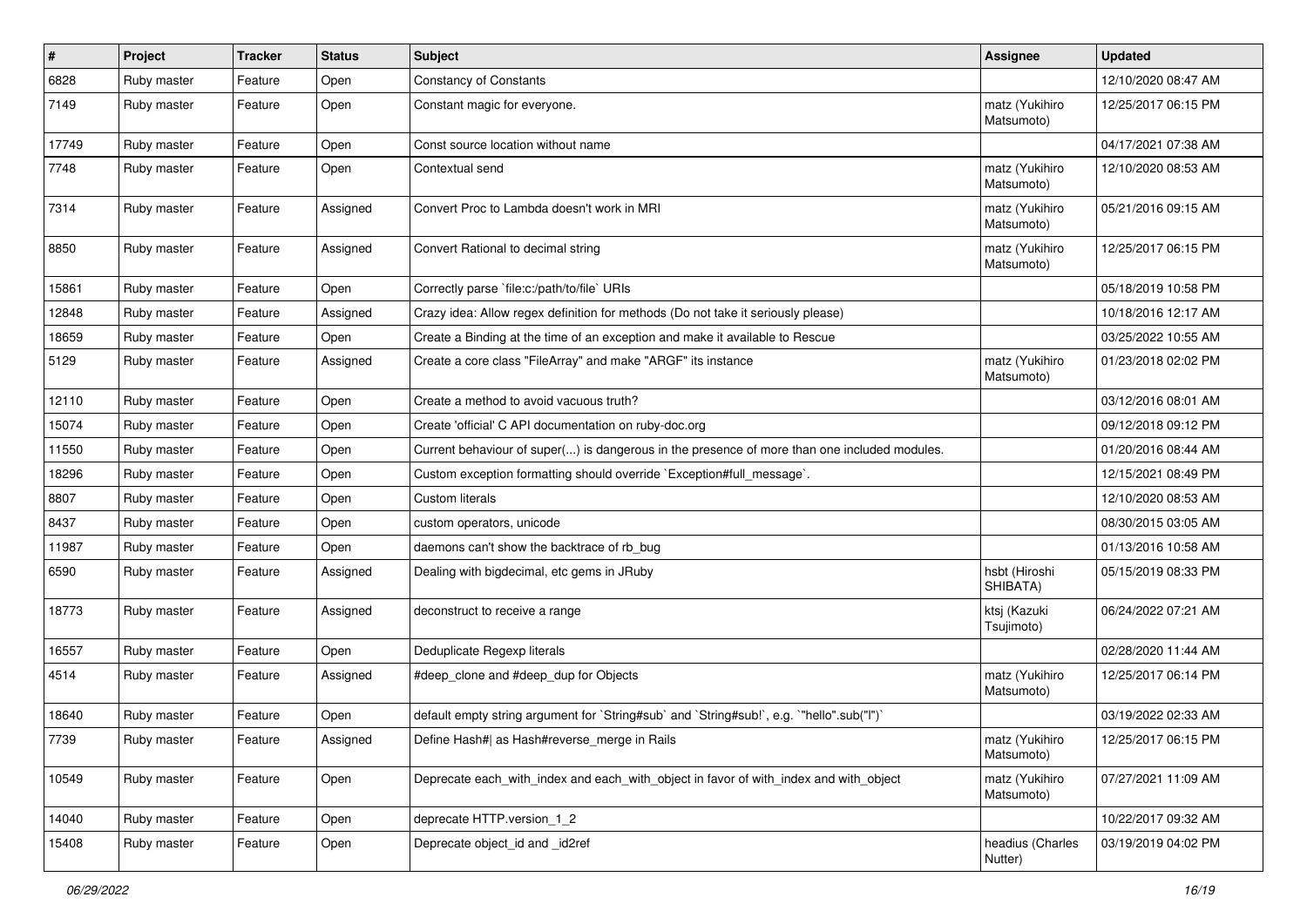| # | Project | Tracker | Status | Subject | Assignee | Updated |
|---|---|---|---|---|---|---|
| 6828 | Ruby master | Feature | Open | Constancy of Constants | | 12/10/2020 08:47 AM |
| 7149 | Ruby master | Feature | Open | Constant magic for everyone. | matz (Yukihiro Matsumoto) | 12/25/2017 06:15 PM |
| 17749 | Ruby master | Feature | Open | Const source location without name | | 04/17/2021 07:38 AM |
| 7748 | Ruby master | Feature | Open | Contextual send | matz (Yukihiro Matsumoto) | 12/10/2020 08:53 AM |
| 7314 | Ruby master | Feature | Assigned | Convert Proc to Lambda doesn't work in MRI | matz (Yukihiro Matsumoto) | 05/21/2016 09:15 AM |
| 8850 | Ruby master | Feature | Assigned | Convert Rational to decimal string | matz (Yukihiro Matsumoto) | 12/25/2017 06:15 PM |
| 15861 | Ruby master | Feature | Open | Correctly parse `file:c:/path/to/file` URIs | | 05/18/2019 10:58 PM |
| 12848 | Ruby master | Feature | Assigned | Crazy idea: Allow regex definition for methods (Do not take it seriously please) | | 10/18/2016 12:17 AM |
| 18659 | Ruby master | Feature | Open | Create a Binding at the time of an exception and make it available to Rescue | | 03/25/2022 10:55 AM |
| 5129 | Ruby master | Feature | Assigned | Create a core class "FileArray" and make "ARGF" its instance | matz (Yukihiro Matsumoto) | 01/23/2018 02:02 PM |
| 12110 | Ruby master | Feature | Open | Create a method to avoid vacuous truth? | | 03/12/2016 08:01 AM |
| 15074 | Ruby master | Feature | Open | Create 'official' C API documentation on ruby-doc.org | | 09/12/2018 09:12 PM |
| 11550 | Ruby master | Feature | Open | Current behaviour of super(...) is dangerous in the presence of more than one included modules. | | 01/20/2016 08:44 AM |
| 18296 | Ruby master | Feature | Open | Custom exception formatting should override `Exception#full_message`. | | 12/15/2021 08:49 PM |
| 8807 | Ruby master | Feature | Open | Custom literals | | 12/10/2020 08:53 AM |
| 8437 | Ruby master | Feature | Open | custom operators, unicode | | 08/30/2015 03:05 AM |
| 11987 | Ruby master | Feature | Open | daemons can't show the backtrace of rb_bug | | 01/13/2016 10:58 AM |
| 6590 | Ruby master | Feature | Assigned | Dealing with bigdecimal, etc gems in JRuby | hsbt (Hiroshi SHIBATA) | 05/15/2019 08:33 PM |
| 18773 | Ruby master | Feature | Assigned | deconstruct to receive a range | ktsj (Kazuki Tsujimoto) | 06/24/2022 07:21 AM |
| 16557 | Ruby master | Feature | Open | Deduplicate Regexp literals | | 02/28/2020 11:44 AM |
| 4514 | Ruby master | Feature | Assigned | #deep_clone and #deep_dup for Objects | matz (Yukihiro Matsumoto) | 12/25/2017 06:14 PM |
| 18640 | Ruby master | Feature | Open | default empty string argument for `String#sub` and `String#sub!`, e.g. `"hello".sub("l")` | | 03/19/2022 02:33 AM |
| 7739 | Ruby master | Feature | Assigned | Define Hash#\| as Hash#reverse_merge in Rails | matz (Yukihiro Matsumoto) | 12/25/2017 06:15 PM |
| 10549 | Ruby master | Feature | Open | Deprecate each_with_index and each_with_object in favor of with_index and with_object | matz (Yukihiro Matsumoto) | 07/27/2021 11:09 AM |
| 14040 | Ruby master | Feature | Open | deprecate HTTP.version_1_2 | | 10/22/2017 09:32 AM |
| 15408 | Ruby master | Feature | Open | Deprecate object_id and _id2ref | headius (Charles Nutter) | 03/19/2019 04:02 PM |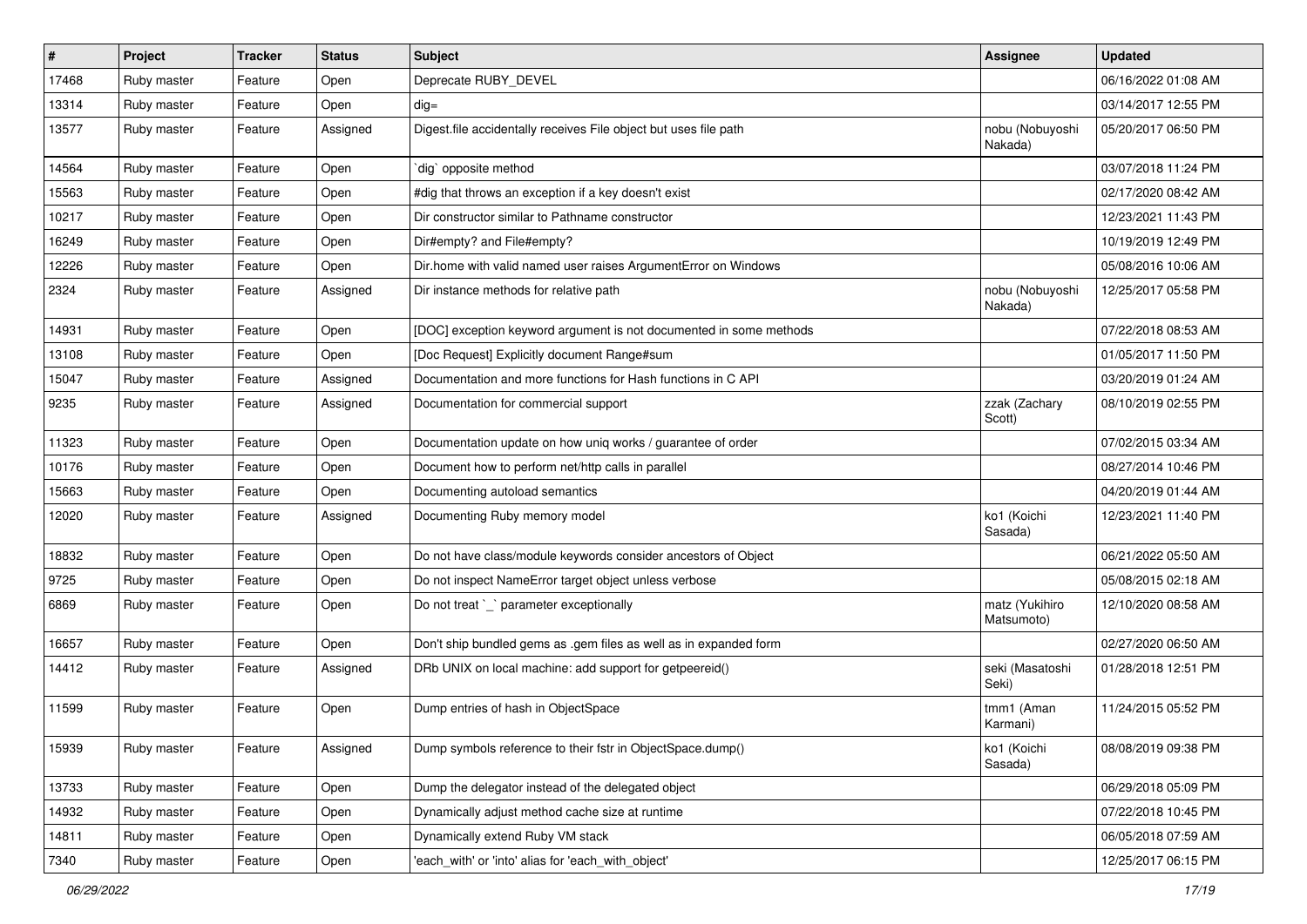| # | Project | Tracker | Status | Subject | Assignee | Updated |
|---|---|---|---|---|---|---|
| 17468 | Ruby master | Feature | Open | Deprecate RUBY_DEVEL | | 06/16/2022 01:08 AM |
| 13314 | Ruby master | Feature | Open | dig= | | 03/14/2017 12:55 PM |
| 13577 | Ruby master | Feature | Assigned | Digest.file accidentally receives File object but uses file path | nobu (Nobuyoshi Nakada) | 05/20/2017 06:50 PM |
| 14564 | Ruby master | Feature | Open | `dig` opposite method | | 03/07/2018 11:24 PM |
| 15563 | Ruby master | Feature | Open | #dig that throws an exception if a key doesn't exist | | 02/17/2020 08:42 AM |
| 10217 | Ruby master | Feature | Open | Dir constructor similar to Pathname constructor | | 12/23/2021 11:43 PM |
| 16249 | Ruby master | Feature | Open | Dir#empty? and File#empty? | | 10/19/2019 12:49 PM |
| 12226 | Ruby master | Feature | Open | Dir.home with valid named user raises ArgumentError on Windows | | 05/08/2016 10:06 AM |
| 2324 | Ruby master | Feature | Assigned | Dir instance methods for relative path | nobu (Nobuyoshi Nakada) | 12/25/2017 05:58 PM |
| 14931 | Ruby master | Feature | Open | [DOC] exception keyword argument is not documented in some methods | | 07/22/2018 08:53 AM |
| 13108 | Ruby master | Feature | Open | [Doc Request] Explicitly document Range#sum | | 01/05/2017 11:50 PM |
| 15047 | Ruby master | Feature | Assigned | Documentation and more functions for Hash functions in C API | | 03/20/2019 01:24 AM |
| 9235 | Ruby master | Feature | Assigned | Documentation for commercial support | zzak (Zachary Scott) | 08/10/2019 02:55 PM |
| 11323 | Ruby master | Feature | Open | Documentation update on how uniq works / guarantee of order | | 07/02/2015 03:34 AM |
| 10176 | Ruby master | Feature | Open | Document how to perform net/http calls in parallel | | 08/27/2014 10:46 PM |
| 15663 | Ruby master | Feature | Open | Documenting autoload semantics | | 04/20/2019 01:44 AM |
| 12020 | Ruby master | Feature | Assigned | Documenting Ruby memory model | ko1 (Koichi Sasada) | 12/23/2021 11:40 PM |
| 18832 | Ruby master | Feature | Open | Do not have class/module keywords consider ancestors of Object | | 06/21/2022 05:50 AM |
| 9725 | Ruby master | Feature | Open | Do not inspect NameError target object unless verbose | | 05/08/2015 02:18 AM |
| 6869 | Ruby master | Feature | Open | Do not treat `_` parameter exceptionally | matz (Yukihiro Matsumoto) | 12/10/2020 08:58 AM |
| 16657 | Ruby master | Feature | Open | Don't ship bundled gems as .gem files as well as in expanded form | | 02/27/2020 06:50 AM |
| 14412 | Ruby master | Feature | Assigned | DRb UNIX on local machine: add support for getpeereid() | seki (Masatoshi Seki) | 01/28/2018 12:51 PM |
| 11599 | Ruby master | Feature | Open | Dump entries of hash in ObjectSpace | tmm1 (Aman Karmani) | 11/24/2015 05:52 PM |
| 15939 | Ruby master | Feature | Assigned | Dump symbols reference to their fstr in ObjectSpace.dump() | ko1 (Koichi Sasada) | 08/08/2019 09:38 PM |
| 13733 | Ruby master | Feature | Open | Dump the delegator instead of the delegated object | | 06/29/2018 05:09 PM |
| 14932 | Ruby master | Feature | Open | Dynamically adjust method cache size at runtime | | 07/22/2018 10:45 PM |
| 14811 | Ruby master | Feature | Open | Dynamically extend Ruby VM stack | | 06/05/2018 07:59 AM |
| 7340 | Ruby master | Feature | Open | 'each_with' or 'into' alias for 'each_with_object' | | 12/25/2017 06:15 PM |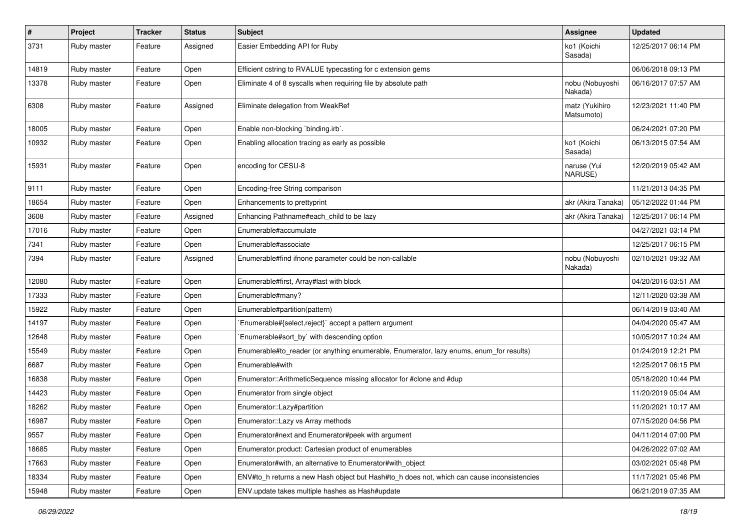| # | Project | Tracker | Status | Subject | Assignee | Updated |
| --- | --- | --- | --- | --- | --- | --- |
| 3731 | Ruby master | Feature | Assigned | Easier Embedding API for Ruby | ko1 (Koichi Sasada) | 12/25/2017 06:14 PM |
| 14819 | Ruby master | Feature | Open | Efficient cstring to RVALUE typecasting for c extension gems | | 06/06/2018 09:13 PM |
| 13378 | Ruby master | Feature | Open | Eliminate 4 of 8 syscalls when requiring file by absolute path | nobu (Nobuyoshi Nakada) | 06/16/2017 07:57 AM |
| 6308 | Ruby master | Feature | Assigned | Eliminate delegation from WeakRef | matz (Yukihiro Matsumoto) | 12/23/2021 11:40 PM |
| 18005 | Ruby master | Feature | Open | Enable non-blocking `binding.irb`. | | 06/24/2021 07:20 PM |
| 10932 | Ruby master | Feature | Open | Enabling allocation tracing as early as possible | ko1 (Koichi Sasada) | 06/13/2015 07:54 AM |
| 15931 | Ruby master | Feature | Open | encoding for CESU-8 | naruse (Yui NARUSE) | 12/20/2019 05:42 AM |
| 9111 | Ruby master | Feature | Open | Encoding-free String comparison | | 11/21/2013 04:35 PM |
| 18654 | Ruby master | Feature | Open | Enhancements to prettyprint | akr (Akira Tanaka) | 05/12/2022 01:44 PM |
| 3608 | Ruby master | Feature | Assigned | Enhancing Pathname#each_child to be lazy | akr (Akira Tanaka) | 12/25/2017 06:14 PM |
| 17016 | Ruby master | Feature | Open | Enumerable#accumulate | | 04/27/2021 03:14 PM |
| 7341 | Ruby master | Feature | Open | Enumerable#associate | | 12/25/2017 06:15 PM |
| 7394 | Ruby master | Feature | Assigned | Enumerable#find ifnone parameter could be non-callable | nobu (Nobuyoshi Nakada) | 02/10/2021 09:32 AM |
| 12080 | Ruby master | Feature | Open | Enumerable#first, Array#last with block | | 04/20/2016 03:51 AM |
| 17333 | Ruby master | Feature | Open | Enumerable#many? | | 12/11/2020 03:38 AM |
| 15922 | Ruby master | Feature | Open | Enumerable#partition(pattern) | | 06/14/2019 03:40 AM |
| 14197 | Ruby master | Feature | Open | `Enumerable#{select,reject}` accept a pattern argument | | 04/04/2020 05:47 AM |
| 12648 | Ruby master | Feature | Open | `Enumerable#sort_by` with descending option | | 10/05/2017 10:24 AM |
| 15549 | Ruby master | Feature | Open | Enumerable#to_reader (or anything enumerable, Enumerator, lazy enums, enum_for results) | | 01/24/2019 12:21 PM |
| 6687 | Ruby master | Feature | Open | Enumerable#with | | 12/25/2017 06:15 PM |
| 16838 | Ruby master | Feature | Open | Enumerator::ArithmeticSequence missing allocator for #clone and #dup | | 05/18/2020 10:44 PM |
| 14423 | Ruby master | Feature | Open | Enumerator from single object | | 11/20/2019 05:04 AM |
| 18262 | Ruby master | Feature | Open | Enumerator::Lazy#partition | | 11/20/2021 10:17 AM |
| 16987 | Ruby master | Feature | Open | Enumerator::Lazy vs Array methods | | 07/15/2020 04:56 PM |
| 9557 | Ruby master | Feature | Open | Enumerator#next and Enumerator#peek with argument | | 04/11/2014 07:00 PM |
| 18685 | Ruby master | Feature | Open | Enumerator.product: Cartesian product of enumerables | | 04/26/2022 07:02 AM |
| 17663 | Ruby master | Feature | Open | Enumerator#with, an alternative to Enumerator#with_object | | 03/02/2021 05:48 PM |
| 18334 | Ruby master | Feature | Open | ENV#to_h returns a new Hash object but Hash#to_h does not, which can cause inconsistencies | | 11/17/2021 05:46 PM |
| 15948 | Ruby master | Feature | Open | ENV.update takes multiple hashes as Hash#update | | 06/21/2019 07:35 AM |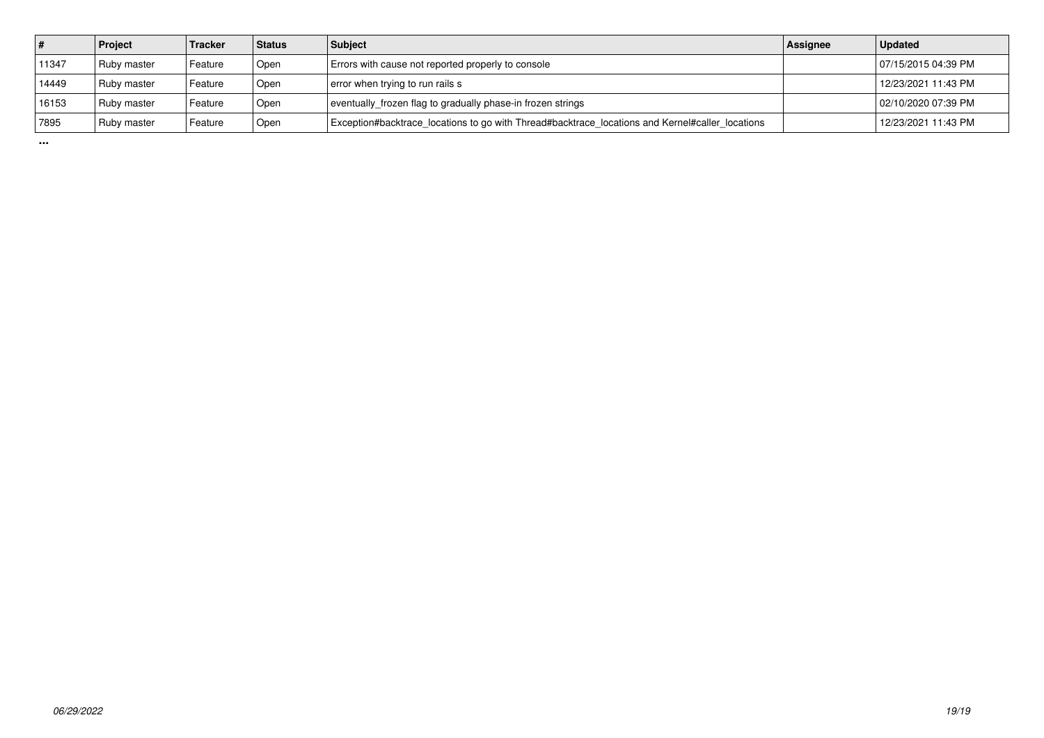| # | Project | Tracker | Status | Subject | Assignee | Updated |
|---|---|---|---|---|---|---|
| 11347 | Ruby master | Feature | Open | Errors with cause not reported properly to console | | 07/15/2015 04:39 PM |
| 14449 | Ruby master | Feature | Open | error when trying to run rails s | | 12/23/2021 11:43 PM |
| 16153 | Ruby master | Feature | Open | eventually_frozen flag to gradually phase-in frozen strings | | 02/10/2020 07:39 PM |
| 7895 | Ruby master | Feature | Open | Exception#backtrace_locations to go with Thread#backtrace_locations and Kernel#caller_locations | | 12/23/2021 11:43 PM |

...